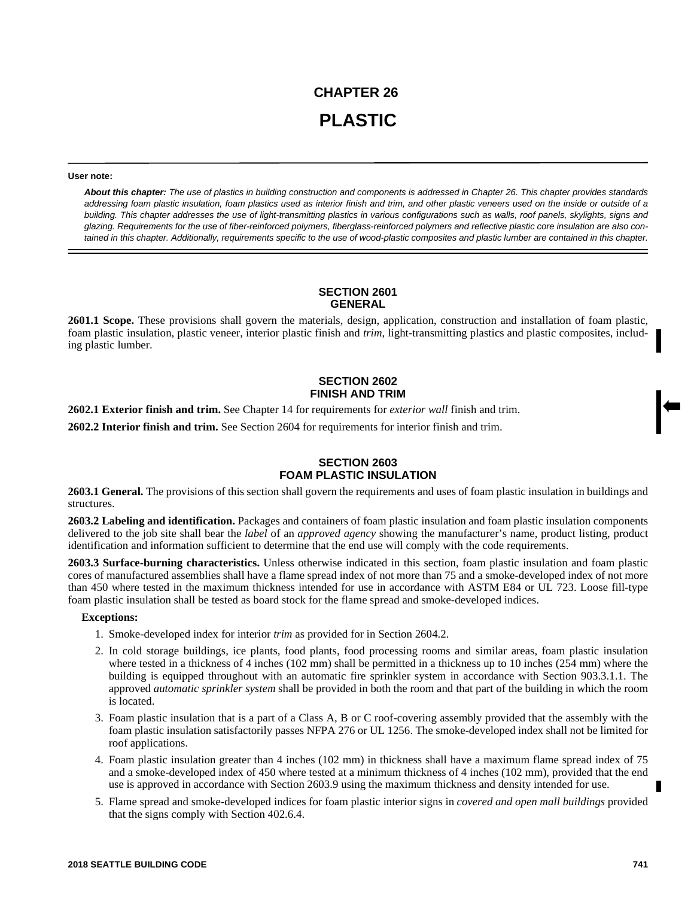# CHAPTER 26

# PLASTIC

**User note:**

***About this chapter:*** *The use of plastics in building construction and components is addressed in Chapter 26. This chapter provides standards addressing foam plastic insulation, foam plastics used as interior finish and trim, and other plastic veneers used on the inside or outside of a building. This chapter addresses the use of light-transmitting plastics in various configurations such as walls, roof panels, skylights, signs and glazing. Requirements for the use of fiber-reinforced polymers, fiberglass-reinforced polymers and reflective plastic core insulation are also contained in this chapter. Additionally, requirements specific to the use of wood-plastic composites and plastic lumber are contained in this chapter.*

## SECTION 2601 GENERAL

**2601.1 Scope.** These provisions shall govern the materials, design, application, construction and installation of foam plastic, foam plastic insulation, plastic veneer, interior plastic finish and *trim*, light-transmitting plastics and plastic composites, including plastic lumber.

## SECTION 2602 FINISH AND TRIM

**2602.1 Exterior finish and trim.** See Chapter 14 for requirements for *exterior wall* finish and trim.

**2602.2 Interior finish and trim.** See Section 2604 for requirements for interior finish and trim.

## SECTION 2603 FOAM PLASTIC INSULATION

**2603.1 General.** The provisions of this section shall govern the requirements and uses of foam plastic insulation in buildings and structures.

**2603.2 Labeling and identification.** Packages and containers of foam plastic insulation and foam plastic insulation components delivered to the job site shall bear the *label* of an *approved agency* showing the manufacturer's name, product listing, product identification and information sufficient to determine that the end use will comply with the code requirements.

**2603.3 Surface-burning characteristics.** Unless otherwise indicated in this section, foam plastic insulation and foam plastic cores of manufactured assemblies shall have a flame spread index of not more than 75 and a smoke-developed index of not more than 450 where tested in the maximum thickness intended for use in accordance with ASTM E84 or UL 723. Loose fill-type foam plastic insulation shall be tested as board stock for the flame spread and smoke-developed indices.

**Exceptions:**

1. Smoke-developed index for interior *trim* as provided for in Section 2604.2.
2. In cold storage buildings, ice plants, food plants, food processing rooms and similar areas, foam plastic insulation where tested in a thickness of 4 inches (102 mm) shall be permitted in a thickness up to 10 inches (254 mm) where the building is equipped throughout with an automatic fire sprinkler system in accordance with Section 903.3.1.1. The approved *automatic sprinkler system* shall be provided in both the room and that part of the building in which the room is located.
3. Foam plastic insulation that is a part of a Class A, B or C roof-covering assembly provided that the assembly with the foam plastic insulation satisfactorily passes NFPA 276 or UL 1256. The smoke-developed index shall not be limited for roof applications.
4. Foam plastic insulation greater than 4 inches (102 mm) in thickness shall have a maximum flame spread index of 75 and a smoke-developed index of 450 where tested at a minimum thickness of 4 inches (102 mm), provided that the end use is approved in accordance with Section 2603.9 using the maximum thickness and density intended for use.
5. Flame spread and smoke-developed indices for foam plastic interior signs in *covered and open mall buildings* provided that the signs comply with Section 402.6.4.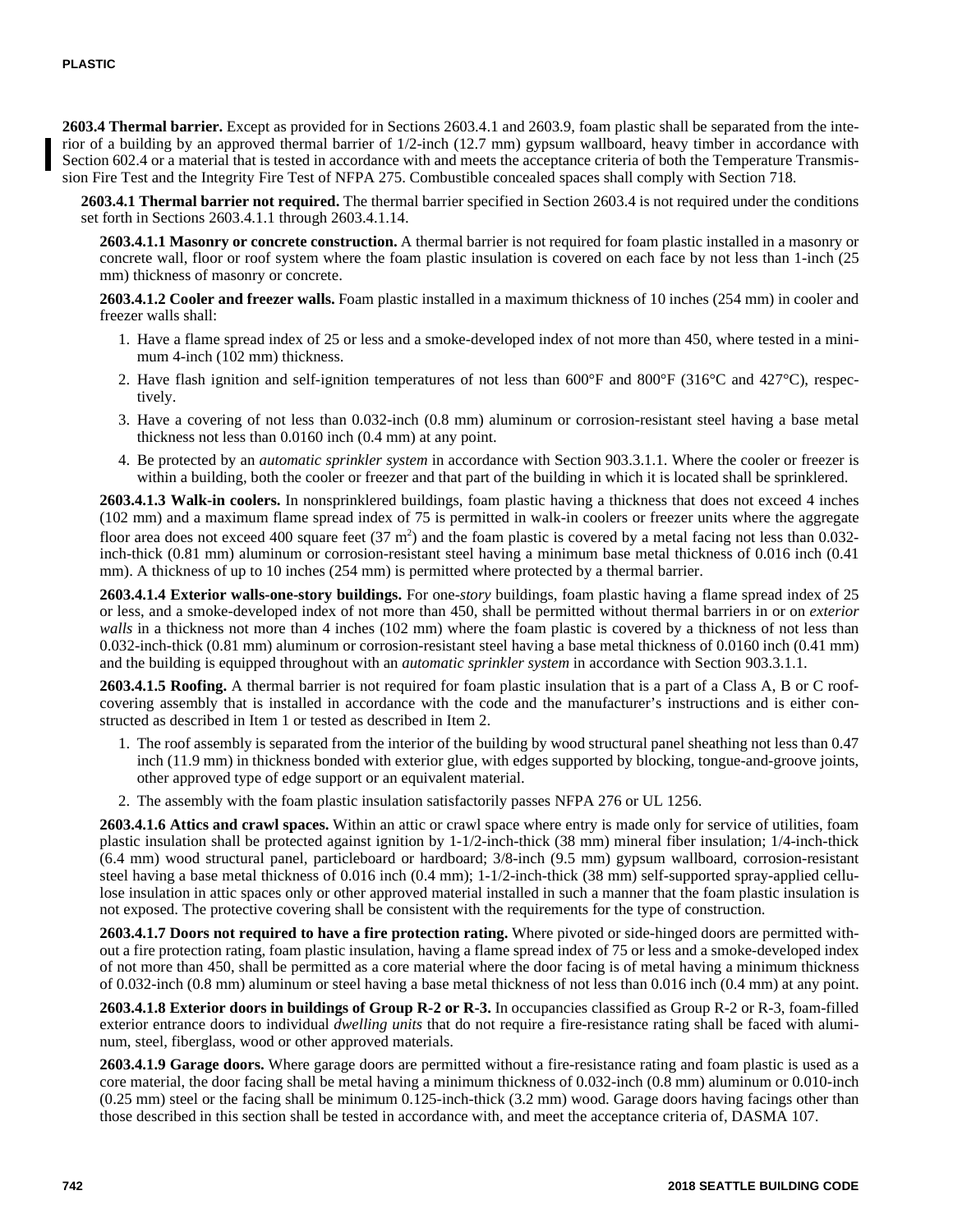**2603.4 Thermal barrier.** Except as provided for in Sections 2603.4.1 and 2603.9, foam plastic shall be separated from the interior of a building by an approved thermal barrier of 1/2-inch (12.7 mm) gypsum wallboard, heavy timber in accordance with Section 602.4 or a material that is tested in accordance with and meets the acceptance criteria of both the Temperature Transmission Fire Test and the Integrity Fire Test of NFPA 275. Combustible concealed spaces shall comply with Section 718.

**2603.4.1 Thermal barrier not required.** The thermal barrier specified in Section 2603.4 is not required under the conditions set forth in Sections 2603.4.1.1 through 2603.4.1.14.

**2603.4.1.1 Masonry or concrete construction.** A thermal barrier is not required for foam plastic installed in a masonry or concrete wall, floor or roof system where the foam plastic insulation is covered on each face by not less than 1-inch (25 mm) thickness of masonry or concrete.

**2603.4.1.2 Cooler and freezer walls.** Foam plastic installed in a maximum thickness of 10 inches (254 mm) in cooler and freezer walls shall:

1. Have a flame spread index of 25 or less and a smoke-developed index of not more than 450, where tested in a minimum 4-inch (102 mm) thickness.
2. Have flash ignition and self-ignition temperatures of not less than 600°F and 800°F (316°C and 427°C), respectively.
3. Have a covering of not less than 0.032-inch (0.8 mm) aluminum or corrosion-resistant steel having a base metal thickness not less than 0.0160 inch (0.4 mm) at any point.
4. Be protected by an *automatic sprinkler system* in accordance with Section 903.3.1.1. Where the cooler or freezer is within a building, both the cooler or freezer and that part of the building in which it is located shall be sprinklered.

**2603.4.1.3 Walk-in coolers.** In nonsprinklered buildings, foam plastic having a thickness that does not exceed 4 inches (102 mm) and a maximum flame spread index of 75 is permitted in walk-in coolers or freezer units where the aggregate floor area does not exceed 400 square feet (37 $m^2$) and the foam plastic is covered by a metal facing not less than 0.032-inch-thick (0.81 mm) aluminum or corrosion-resistant steel having a minimum base metal thickness of 0.016 inch (0.41 mm). A thickness of up to 10 inches (254 mm) is permitted where protected by a thermal barrier.

**2603.4.1.4 Exterior walls-one-story buildings.** For one-*story* buildings, foam plastic having a flame spread index of 25 or less, and a smoke-developed index of not more than 450, shall be permitted without thermal barriers in or on *exterior walls* in a thickness not more than 4 inches (102 mm) where the foam plastic is covered by a thickness of not less than 0.032-inch-thick (0.81 mm) aluminum or corrosion-resistant steel having a base metal thickness of 0.0160 inch (0.41 mm) and the building is equipped throughout with an *automatic sprinkler system* in accordance with Section 903.3.1.1.

**2603.4.1.5 Roofing.** A thermal barrier is not required for foam plastic insulation that is a part of a Class A, B or C roof-covering assembly that is installed in accordance with the code and the manufacturer's instructions and is either constructed as described in Item 1 or tested as described in Item 2.

1. The roof assembly is separated from the interior of the building by wood structural panel sheathing not less than 0.47 inch (11.9 mm) in thickness bonded with exterior glue, with edges supported by blocking, tongue-and-groove joints, other approved type of edge support or an equivalent material.
2. The assembly with the foam plastic insulation satisfactorily passes NFPA 276 or UL 1256.

**2603.4.1.6 Attics and crawl spaces.** Within an attic or crawl space where entry is made only for service of utilities, foam plastic insulation shall be protected against ignition by 1-1/2-inch-thick (38 mm) mineral fiber insulation; 1/4-inch-thick (6.4 mm) wood structural panel, particleboard or hardboard; 3/8-inch (9.5 mm) gypsum wallboard, corrosion-resistant steel having a base metal thickness of 0.016 inch (0.4 mm); 1-1/2-inch-thick (38 mm) self-supported spray-applied cellulose insulation in attic spaces only or other approved material installed in such a manner that the foam plastic insulation is not exposed. The protective covering shall be consistent with the requirements for the type of construction.

**2603.4.1.7 Doors not required to have a fire protection rating.** Where pivoted or side-hinged doors are permitted without a fire protection rating, foam plastic insulation, having a flame spread index of 75 or less and a smoke-developed index of not more than 450, shall be permitted as a core material where the door facing is of metal having a minimum thickness of 0.032-inch (0.8 mm) aluminum or steel having a base metal thickness of not less than 0.016 inch (0.4 mm) at any point.

**2603.4.1.8 Exterior doors in buildings of Group R-2 or R-3.** In occupancies classified as Group R-2 or R-3, foam-filled exterior entrance doors to individual *dwelling units* that do not require a fire-resistance rating shall be faced with aluminum, steel, fiberglass, wood or other approved materials.

**2603.4.1.9 Garage doors.** Where garage doors are permitted without a fire-resistance rating and foam plastic is used as a core material, the door facing shall be metal having a minimum thickness of 0.032-inch (0.8 mm) aluminum or 0.010-inch (0.25 mm) steel or the facing shall be minimum 0.125-inch-thick (3.2 mm) wood. Garage doors having facings other than those described in this section shall be tested in accordance with, and meet the acceptance criteria of, DASMA 107.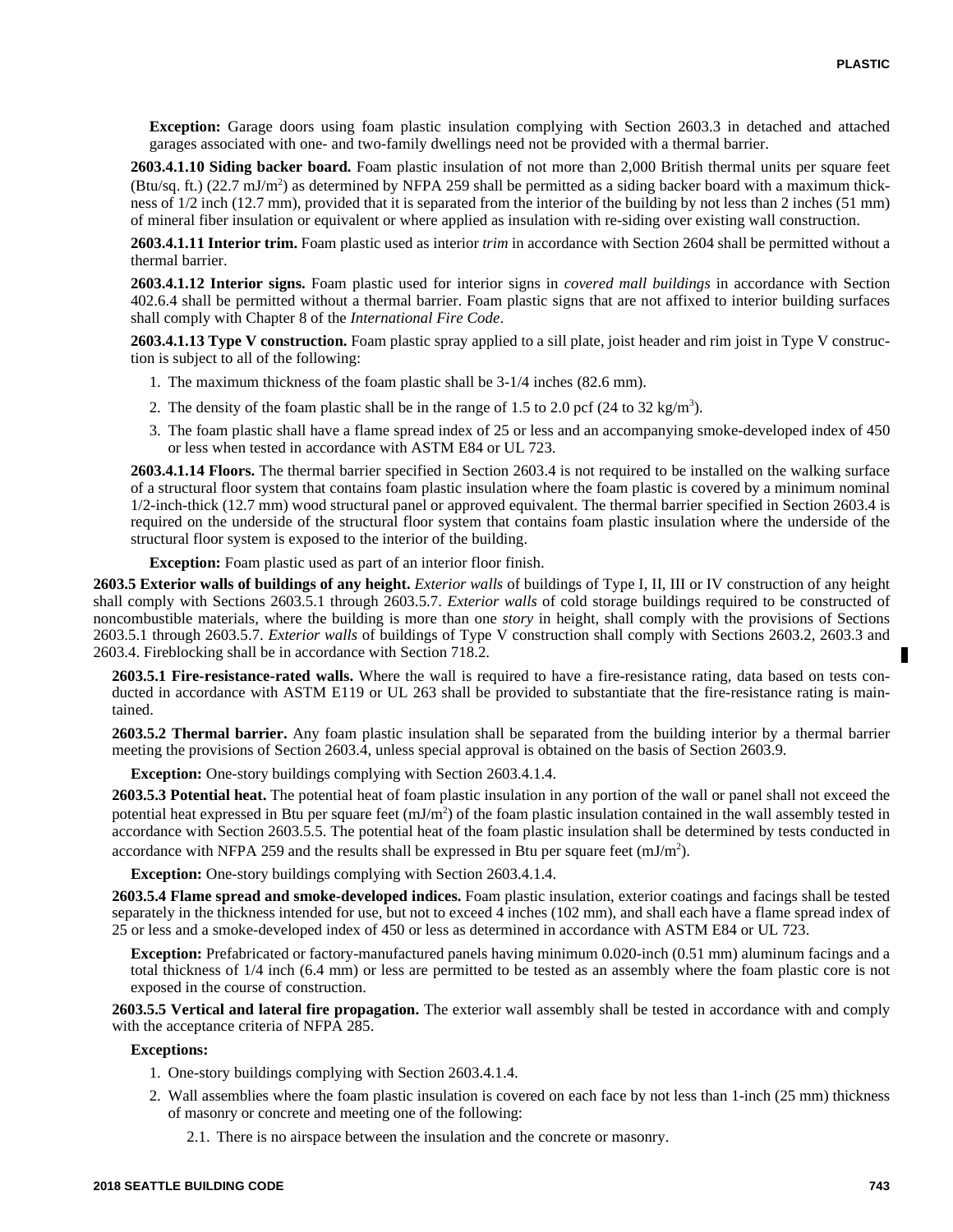**Exception:** Garage doors using foam plastic insulation complying with Section 2603.3 in detached and attached garages associated with one- and two-family dwellings need not be provided with a thermal barrier.

**2603.4.1.10 Siding backer board.** Foam plastic insulation of not more than 2,000 British thermal units per square feet (Btu/sq. ft.) (22.7 mJ/m$^2$) as determined by NFPA 259 shall be permitted as a siding backer board with a maximum thickness of 1/2 inch (12.7 mm), provided that it is separated from the interior of the building by not less than 2 inches (51 mm) of mineral fiber insulation or equivalent or where applied as insulation with re-siding over existing wall construction.

**2603.4.1.11 Interior trim.** Foam plastic used as interior *trim* in accordance with Section 2604 shall be permitted without a thermal barrier.

**2603.4.1.12 Interior signs.** Foam plastic used for interior signs in *covered mall buildings* in accordance with Section 402.6.4 shall be permitted without a thermal barrier. Foam plastic signs that are not affixed to interior building surfaces shall comply with Chapter 8 of the *International Fire Code*.

**2603.4.1.13 Type V construction.** Foam plastic spray applied to a sill plate, joist header and rim joist in Type V construction is subject to all of the following:

1. The maximum thickness of the foam plastic shall be 3-1/4 inches (82.6 mm).
2. The density of the foam plastic shall be in the range of 1.5 to 2.0 pcf (24 to 32 kg/m$^3$).
3. The foam plastic shall have a flame spread index of 25 or less and an accompanying smoke-developed index of 450 or less when tested in accordance with ASTM E84 or UL 723.

**2603.4.1.14 Floors.** The thermal barrier specified in Section 2603.4 is not required to be installed on the walking surface of a structural floor system that contains foam plastic insulation where the foam plastic is covered by a minimum nominal 1/2-inch-thick (12.7 mm) wood structural panel or approved equivalent. The thermal barrier specified in Section 2603.4 is required on the underside of the structural floor system that contains foam plastic insulation where the underside of the structural floor system is exposed to the interior of the building.

**Exception:** Foam plastic used as part of an interior floor finish.

**2603.5 Exterior walls of buildings of any height.** *Exterior walls* of buildings of Type I, II, III or IV construction of any height shall comply with Sections 2603.5.1 through 2603.5.7. *Exterior walls* of cold storage buildings required to be constructed of noncombustible materials, where the building is more than one *story* in height, shall comply with the provisions of Sections 2603.5.1 through 2603.5.7. *Exterior walls* of buildings of Type V construction shall comply with Sections 2603.2, 2603.3 and 2603.4. Fireblocking shall be in accordance with Section 718.2.

**2603.5.1 Fire-resistance-rated walls.** Where the wall is required to have a fire-resistance rating, data based on tests conducted in accordance with ASTM E119 or UL 263 shall be provided to substantiate that the fire-resistance rating is maintained.

**2603.5.2 Thermal barrier.** Any foam plastic insulation shall be separated from the building interior by a thermal barrier meeting the provisions of Section 2603.4, unless special approval is obtained on the basis of Section 2603.9.

**Exception:** One-story buildings complying with Section 2603.4.1.4.

**2603.5.3 Potential heat.** The potential heat of foam plastic insulation in any portion of the wall or panel shall not exceed the potential heat expressed in Btu per square feet (mJ/m$^2$) of the foam plastic insulation contained in the wall assembly tested in accordance with Section 2603.5.5. The potential heat of the foam plastic insulation shall be determined by tests conducted in accordance with NFPA 259 and the results shall be expressed in Btu per square feet (mJ/m$^2$).

**Exception:** One-story buildings complying with Section 2603.4.1.4.

**2603.5.4 Flame spread and smoke-developed indices.** Foam plastic insulation, exterior coatings and facings shall be tested separately in the thickness intended for use, but not to exceed 4 inches (102 mm), and shall each have a flame spread index of 25 or less and a smoke-developed index of 450 or less as determined in accordance with ASTM E84 or UL 723.

**Exception:** Prefabricated or factory-manufactured panels having minimum 0.020-inch (0.51 mm) aluminum facings and a total thickness of 1/4 inch (6.4 mm) or less are permitted to be tested as an assembly where the foam plastic core is not exposed in the course of construction.

**2603.5.5 Vertical and lateral fire propagation.** The exterior wall assembly shall be tested in accordance with and comply with the acceptance criteria of NFPA 285.

**Exceptions:**

1. One-story buildings complying with Section 2603.4.1.4.
2. Wall assemblies where the foam plastic insulation is covered on each face by not less than 1-inch (25 mm) thickness of masonry or concrete and meeting one of the following:
   - 2.1. There is no airspace between the insulation and the concrete or masonry.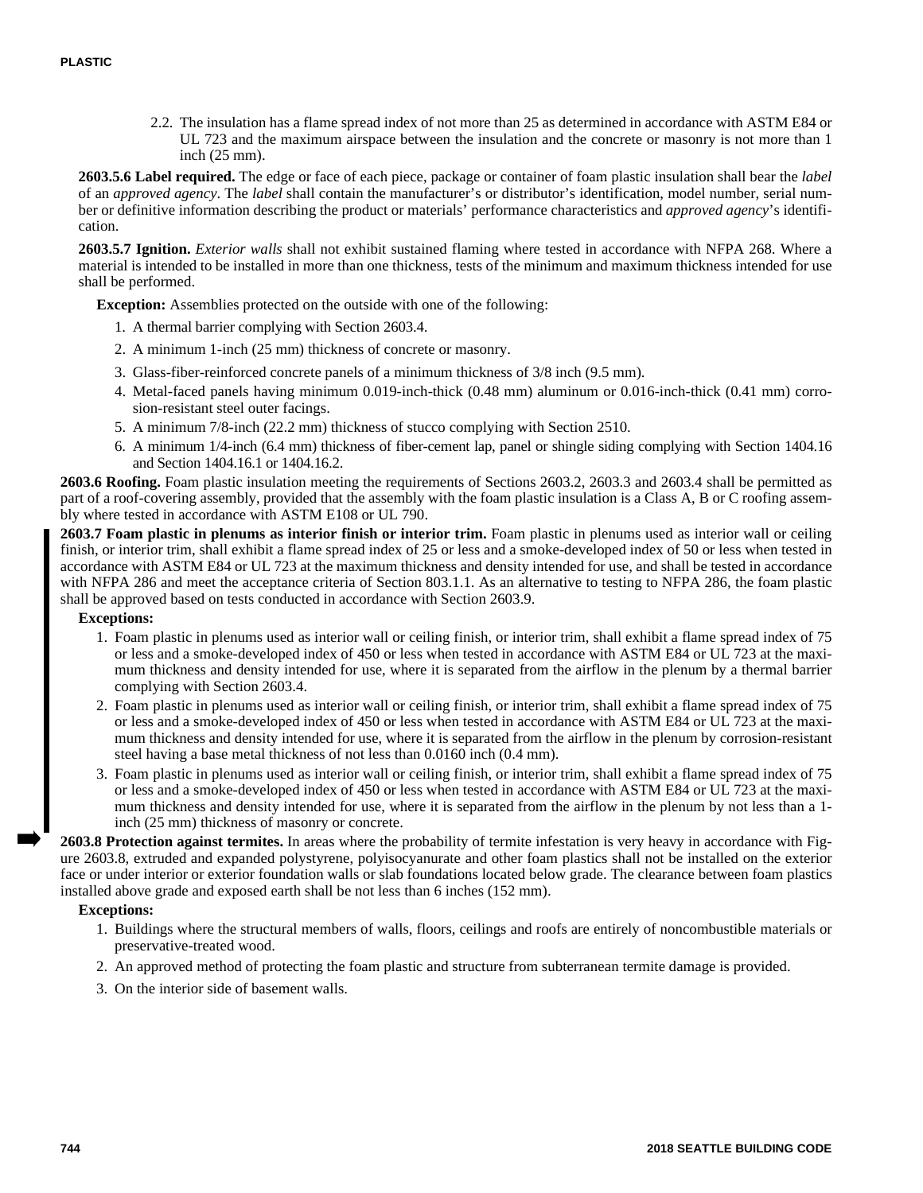2.2. The insulation has a flame spread index of not more than 25 as determined in accordance with ASTM E84 or UL 723 and the maximum airspace between the insulation and the concrete or masonry is not more than 1 inch (25 mm).

**2603.5.6 Label required.** The edge or face of each piece, package or container of foam plastic insulation shall bear the *label* of an *approved agency*. The *label* shall contain the manufacturer's or distributor's identification, model number, serial number or definitive information describing the product or materials' performance characteristics and *approved agency*'s identification.

**2603.5.7 Ignition.** *Exterior walls* shall not exhibit sustained flaming where tested in accordance with NFPA 268. Where a material is intended to be installed in more than one thickness, tests of the minimum and maximum thickness intended for use shall be performed.

**Exception:** Assemblies protected on the outside with one of the following:

1. A thermal barrier complying with Section 2603.4.
2. A minimum 1-inch (25 mm) thickness of concrete or masonry.
3. Glass-fiber-reinforced concrete panels of a minimum thickness of 3/8 inch (9.5 mm).
4. Metal-faced panels having minimum 0.019-inch-thick (0.48 mm) aluminum or 0.016-inch-thick (0.41 mm) corrosion-resistant steel outer facings.
5. A minimum 7/8-inch (22.2 mm) thickness of stucco complying with Section 2510.
6. A minimum 1/4-inch (6.4 mm) thickness of fiber-cement lap, panel or shingle siding complying with Section 1404.16 and Section 1404.16.1 or 1404.16.2.

**2603.6 Roofing.** Foam plastic insulation meeting the requirements of Sections 2603.2, 2603.3 and 2603.4 shall be permitted as part of a roof-covering assembly, provided that the assembly with the foam plastic insulation is a Class A, B or C roofing assembly where tested in accordance with ASTM E108 or UL 790.

**2603.7 Foam plastic in plenums as interior finish or interior trim.** Foam plastic in plenums used as interior wall or ceiling finish, or interior trim, shall exhibit a flame spread index of 25 or less and a smoke-developed index of 50 or less when tested in accordance with ASTM E84 or UL 723 at the maximum thickness and density intended for use, and shall be tested in accordance with NFPA 286 and meet the acceptance criteria of Section 803.1.1. As an alternative to testing to NFPA 286, the foam plastic shall be approved based on tests conducted in accordance with Section 2603.9.

**Exceptions:**

1. Foam plastic in plenums used as interior wall or ceiling finish, or interior trim, shall exhibit a flame spread index of 75 or less and a smoke-developed index of 450 or less when tested in accordance with ASTM E84 or UL 723 at the maximum thickness and density intended for use, where it is separated from the airflow in the plenum by a thermal barrier complying with Section 2603.4.
2. Foam plastic in plenums used as interior wall or ceiling finish, or interior trim, shall exhibit a flame spread index of 75 or less and a smoke-developed index of 450 or less when tested in accordance with ASTM E84 or UL 723 at the maximum thickness and density intended for use, where it is separated from the airflow in the plenum by corrosion-resistant steel having a base metal thickness of not less than 0.0160 inch (0.4 mm).
3. Foam plastic in plenums used as interior wall or ceiling finish, or interior trim, shall exhibit a flame spread index of 75 or less and a smoke-developed index of 450 or less when tested in accordance with ASTM E84 or UL 723 at the maximum thickness and density intended for use, where it is separated from the airflow in the plenum by not less than a 1-inch (25 mm) thickness of masonry or concrete.

**2603.8 Protection against termites.** In areas where the probability of termite infestation is very heavy in accordance with Figure 2603.8, extruded and expanded polystyrene, polyisocyanurate and other foam plastics shall not be installed on the exterior face or under interior or exterior foundation walls or slab foundations located below grade. The clearance between foam plastics installed above grade and exposed earth shall be not less than 6 inches (152 mm).

**Exceptions:**

1. Buildings where the structural members of walls, floors, ceilings and roofs are entirely of noncombustible materials or preservative-treated wood.
2. An approved method of protecting the foam plastic and structure from subterranean termite damage is provided.
3. On the interior side of basement walls.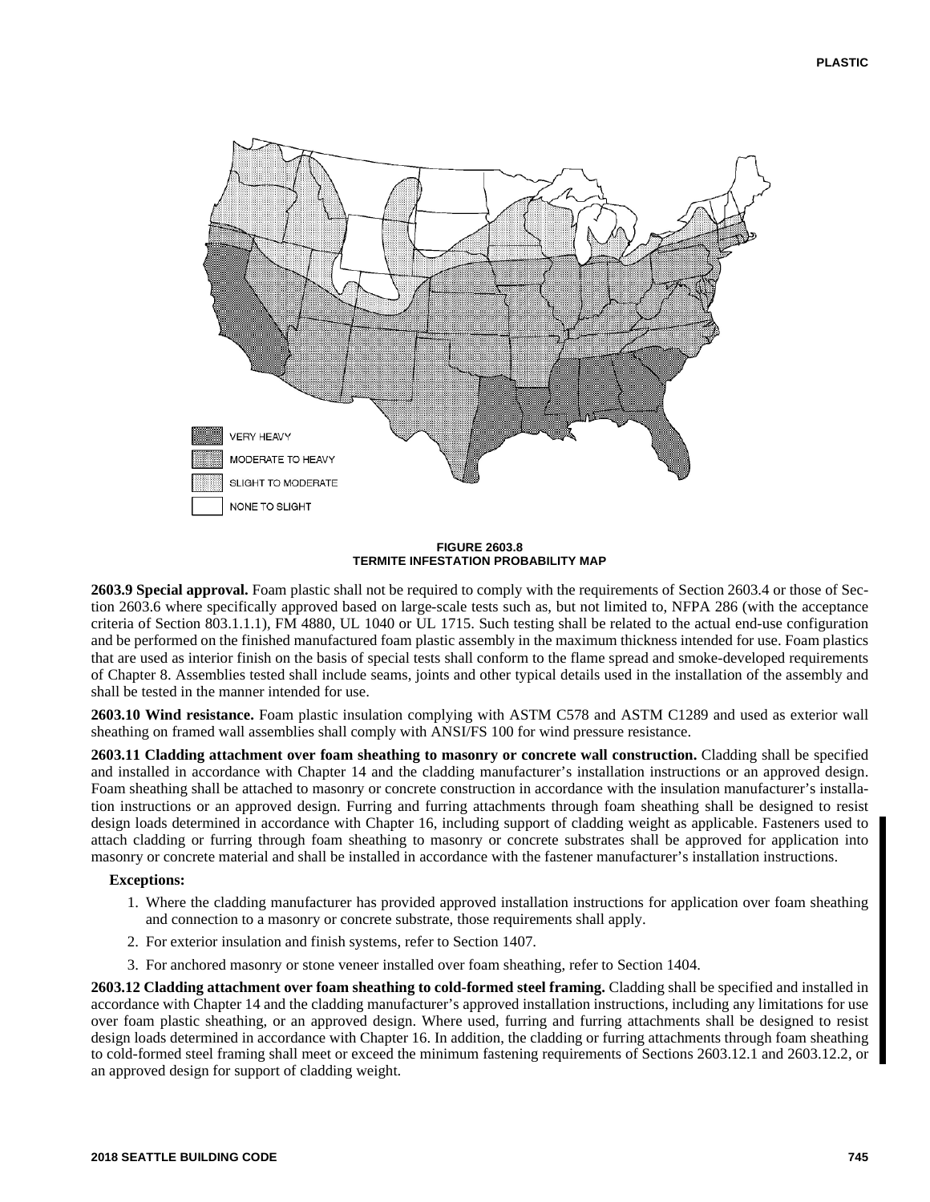VERY HEAVY

MODERATE TO HEAVY

SLIGHT TO MODERATE

NONE TO SLIGHT

**FIGURE 2603.8**
**TERMITE INFESTATION PROBABILITY MAP**

**2603.9 Special approval.** Foam plastic shall not be required to comply with the requirements of Section 2603.4 or those of Section 2603.6 where specifically approved based on large-scale tests such as, but not limited to, NFPA 286 (with the acceptance criteria of Section 803.1.1.1), FM 4880, UL 1040 or UL 1715. Such testing shall be related to the actual end-use configuration and be performed on the finished manufactured foam plastic assembly in the maximum thickness intended for use. Foam plastics that are used as interior finish on the basis of special tests shall conform to the flame spread and smoke-developed requirements of Chapter 8. Assemblies tested shall include seams, joints and other typical details used in the installation of the assembly and shall be tested in the manner intended for use.

**2603.10 Wind resistance.** Foam plastic insulation complying with ASTM C578 and ASTM C1289 and used as exterior wall sheathing on framed wall assemblies shall comply with ANSI/FS 100 for wind pressure resistance.

**2603.11 Cladding attachment over foam sheathing to masonry or concrete wall construction.** Cladding shall be specified and installed in accordance with Chapter 14 and the cladding manufacturer's installation instructions or an approved design. Foam sheathing shall be attached to masonry or concrete construction in accordance with the insulation manufacturer's installation instructions or an approved design. Furring and furring attachments through foam sheathing shall be designed to resist design loads determined in accordance with Chapter 16, including support of cladding weight as applicable. Fasteners used to attach cladding or furring through foam sheathing to masonry or concrete substrates shall be approved for application into masonry or concrete material and shall be installed in accordance with the fastener manufacturer's installation instructions.

**Exceptions:**

1. Where the cladding manufacturer has provided approved installation instructions for application over foam sheathing and connection to a masonry or concrete substrate, those requirements shall apply.
2. For exterior insulation and finish systems, refer to Section 1407.
3. For anchored masonry or stone veneer installed over foam sheathing, refer to Section 1404.

**2603.12 Cladding attachment over foam sheathing to cold-formed steel framing.** Cladding shall be specified and installed in accordance with Chapter 14 and the cladding manufacturer's approved installation instructions, including any limitations for use over foam plastic sheathing, or an approved design. Where used, furring and furring attachments shall be designed to resist design loads determined in accordance with Chapter 16. In addition, the cladding or furring attachments through foam sheathing to cold-formed steel framing shall meet or exceed the minimum fastening requirements of Sections 2603.12.1 and 2603.12.2, or an approved design for support of cladding weight.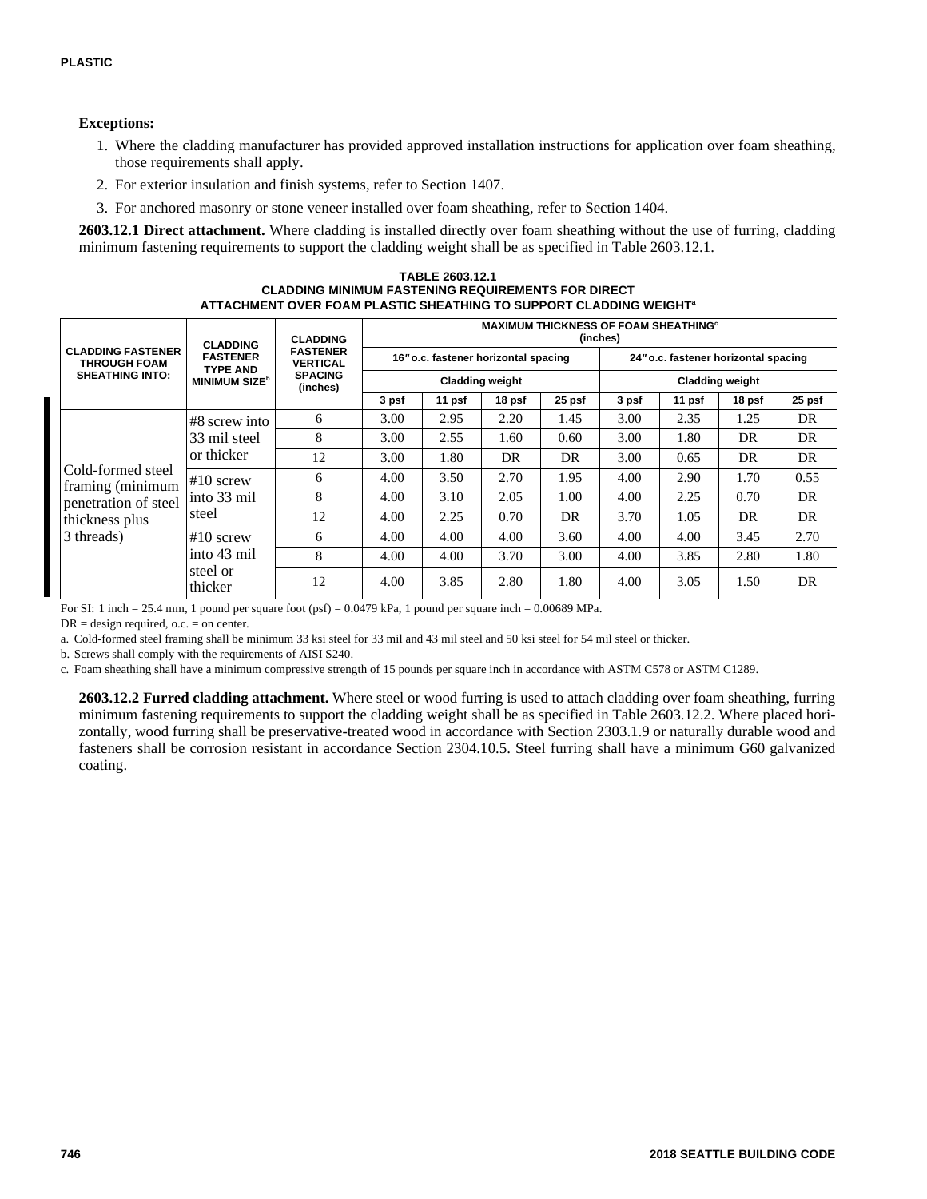**Exceptions:**

1. Where the cladding manufacturer has provided approved installation instructions for application over foam sheathing, those requirements shall apply.
2. For exterior insulation and finish systems, refer to Section 1407.
3. For anchored masonry or stone veneer installed over foam sheathing, refer to Section 1404.

**2603.12.1 Direct attachment.** Where cladding is installed directly over foam sheathing without the use of furring, cladding minimum fastening requirements to support the cladding weight shall be as specified in Table 2603.12.1.

**TABLE 2603.12.1**
**CLADDING MINIMUM FASTENING REQUIREMENTS FOR DIRECT ATTACHMENT OVER FOAM PLASTIC SHEATHING TO SUPPORT CLADDING WEIGHT[a]**

| CLADDING FASTENER THROUGH FOAM SHEATHING INTO: | CLADDING FASTENER TYPE AND MINIMUM SIZE[b] | CLADDING FASTENER VERTICAL SPACING (inches) | MAXIMUM THICKNESS OF FOAM SHEATHING[c] (inches) | | | | | | | |
|---|---|---|---|---|---|---|---|---|---|---|
| | | | 16″ o.c. fastener horizontal spacing | | | | 24″ o.c. fastener horizontal spacing | | | |
| | | | Cladding weight | | | | Cladding weight | | | |
| | | | 3 psf | 11 psf | 18 psf | 25 psf | 3 psf | 11 psf | 18 psf | 25 psf |
| Cold-formed steel framing (minimum penetration of steel thickness plus 3 threads) | #8 screw into 33 mil steel or thicker | 6 | 3.00 | 2.95 | 2.20 | 1.45 | 3.00 | 2.35 | 1.25 | DR |
| | | 8 | 3.00 | 2.55 | 1.60 | 0.60 | 3.00 | 1.80 | DR | DR |
| | | 12 | 3.00 | 1.80 | DR | DR | 3.00 | 0.65 | DR | DR |
| | #10 screw into 33 mil steel | 6 | 4.00 | 3.50 | 2.70 | 1.95 | 4.00 | 2.90 | 1.70 | 0.55 |
| | | 8 | 4.00 | 3.10 | 2.05 | 1.00 | 4.00 | 2.25 | 0.70 | DR |
| | | 12 | 4.00 | 2.25 | 0.70 | DR | 3.70 | 1.05 | DR | DR |
| | #10 screw into 43 mil steel or thicker | 6 | 4.00 | 4.00 | 4.00 | 3.60 | 4.00 | 4.00 | 3.45 | 2.70 |
| | | 8 | 4.00 | 4.00 | 3.70 | 3.00 | 4.00 | 3.85 | 2.80 | 1.80 |
| | | 12 | 4.00 | 3.85 | 2.80 | 1.80 | 4.00 | 3.05 | 1.50 | DR |

For SI: 1 inch = 25.4 mm, 1 pound per square foot (psf) = 0.0479 kPa, 1 pound per square inch = 0.00689 MPa.

DR = design required, o.c. = on center.

a. Cold-formed steel framing shall be minimum 33 ksi steel for 33 mil and 43 mil steel and 50 ksi steel for 54 mil steel or thicker.

b. Screws shall comply with the requirements of AISI S240.

c. Foam sheathing shall have a minimum compressive strength of 15 pounds per square inch in accordance with ASTM C578 or ASTM C1289.

**2603.12.2 Furred cladding attachment.** Where steel or wood furring is used to attach cladding over foam sheathing, furring minimum fastening requirements to support the cladding weight shall be as specified in Table 2603.12.2. Where placed horizontally, wood furring shall be preservative-treated wood in accordance with Section 2303.1.9 or naturally durable wood and fasteners shall be corrosion resistant in accordance Section 2304.10.5. Steel furring shall have a minimum G60 galvanized coating.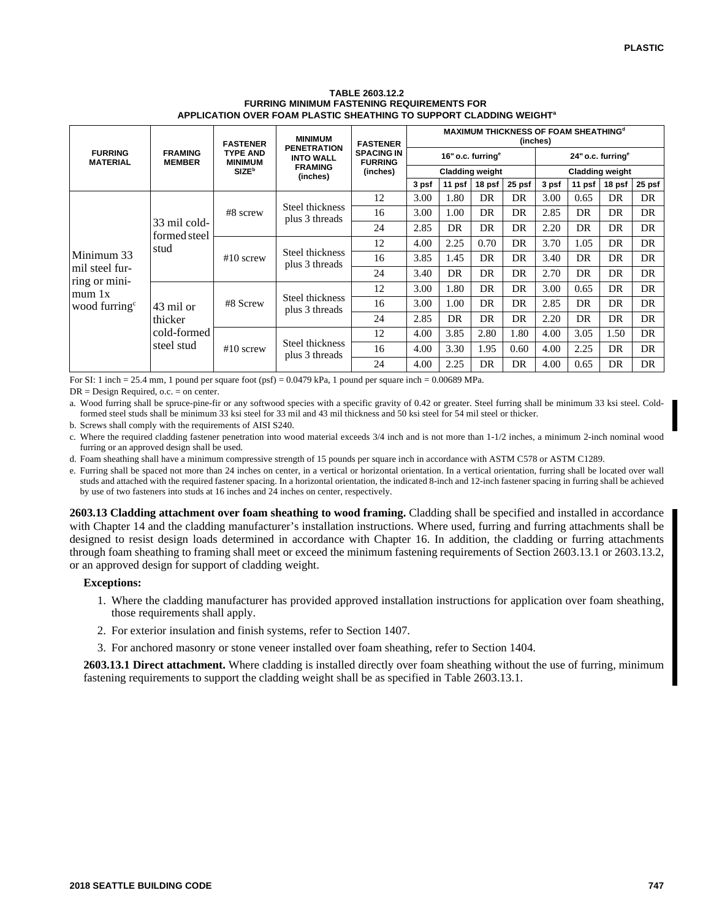**TABLE 2603.12.2**
**FURRING MINIMUM FASTENING REQUIREMENTS FOR APPLICATION OVER FOAM PLASTIC SHEATHING TO SUPPORT CLADDING WEIGHT[a]**

| FURRING MATERIAL | FRAMING MEMBER | FASTENER TYPE AND MINIMUM SIZE[b] | MINIMUM PENETRATION INTO WALL FRAMING (inches) | FASTENER SPACING IN FURRING (inches) | MAXIMUM THICKNESS OF FOAM SHEATHING[d] (inches) | | | | | | | |
|---|---|---|---|---|---|---|---|---|---|---|---|---|
| | | | | | 16" o.c. furring[e] | | | | 24" o.c. furring[e] | | | |
| | | | | | Cladding weight | | | | Cladding weight | | | |
| | | | | | 3 psf | 11 psf | 18 psf | 25 psf | 3 psf | 11 psf | 18 psf | 25 psf |
| Minimum 33 mil steel furring or minimum 1x wood furring[c] | 33 mil cold-formed steel stud | #8 screw | Steel thickness plus 3 threads | 12 | 3.00 | 1.80 | DR | DR | 3.00 | 0.65 | DR | DR |
| | | | | 16 | 3.00 | 1.00 | DR | DR | 2.85 | DR | DR | DR |
| | | | | 24 | 2.85 | DR | DR | DR | 2.20 | DR | DR | DR |
| | | #10 screw | Steel thickness plus 3 threads | 12 | 4.00 | 2.25 | 0.70 | DR | 3.70 | 1.05 | DR | DR |
| | | | | 16 | 3.85 | 1.45 | DR | DR | 3.40 | DR | DR | DR |
| | | | | 24 | 3.40 | DR | DR | DR | 2.70 | DR | DR | DR |
| | 43 mil or thicker cold-formed steel stud | #8 Screw | Steel thickness plus 3 threads | 12 | 3.00 | 1.80 | DR | DR | 3.00 | 0.65 | DR | DR |
| | | | | 16 | 3.00 | 1.00 | DR | DR | 2.85 | DR | DR | DR |
| | | | | 24 | 2.85 | DR | DR | DR | 2.20 | DR | DR | DR |
| | | #10 screw | Steel thickness plus 3 threads | 12 | 4.00 | 3.85 | 2.80 | 1.80 | 4.00 | 3.05 | 1.50 | DR |
| | | | | 16 | 4.00 | 3.30 | 1.95 | 0.60 | 4.00 | 2.25 | DR | DR |
| | | | | 24 | 4.00 | 2.25 | DR | DR | 4.00 | 0.65 | DR | DR |

For SI: 1 inch = 25.4 mm, 1 pound per square foot (psf) = 0.0479 kPa, 1 pound per square inch = 0.00689 MPa.

DR = Design Required, o.c. = on center.

a. Wood furring shall be spruce-pine-fir or any softwood species with a specific gravity of 0.42 or greater. Steel furring shall be minimum 33 ksi steel. Cold-formed steel studs shall be minimum 33 ksi steel for 33 mil and 43 mil thickness and 50 ksi steel for 54 mil steel or thicker.

b. Screws shall comply with the requirements of AISI S240.

c. Where the required cladding fastener penetration into wood material exceeds 3/4 inch and is not more than 1-1/2 inches, a minimum 2-inch nominal wood furring or an approved design shall be used.

d. Foam sheathing shall have a minimum compressive strength of 15 pounds per square inch in accordance with ASTM C578 or ASTM C1289.

e. Furring shall be spaced not more than 24 inches on center, in a vertical or horizontal orientation. In a vertical orientation, furring shall be located over wall studs and attached with the required fastener spacing. In a horizontal orientation, the indicated 8-inch and 12-inch fastener spacing in furring shall be achieved by use of two fasteners into studs at 16 inches and 24 inches on center, respectively.

**2603.13 Cladding attachment over foam sheathing to wood framing.** Cladding shall be specified and installed in accordance with Chapter 14 and the cladding manufacturer's installation instructions. Where used, furring and furring attachments shall be designed to resist design loads determined in accordance with Chapter 16. In addition, the cladding or furring attachments through foam sheathing to framing shall meet or exceed the minimum fastening requirements of Section 2603.13.1 or 2603.13.2, or an approved design for support of cladding weight.

**Exceptions:**

1. Where the cladding manufacturer has provided approved installation instructions for application over foam sheathing, those requirements shall apply.
2. For exterior insulation and finish systems, refer to Section 1407.
3. For anchored masonry or stone veneer installed over foam sheathing, refer to Section 1404.

**2603.13.1 Direct attachment.** Where cladding is installed directly over foam sheathing without the use of furring, minimum fastening requirements to support the cladding weight shall be as specified in Table 2603.13.1.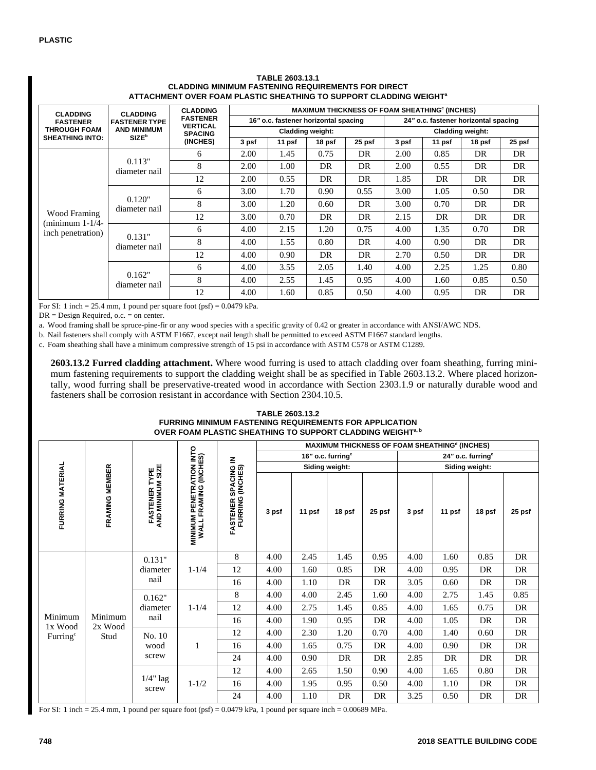**TABLE 2603.13.1**
**CLADDING MINIMUM FASTENING REQUIREMENTS FOR DIRECT ATTACHMENT OVER FOAM PLASTIC SHEATHING TO SUPPORT CLADDING WEIGHT[a]**

| CLADDING FASTENER THROUGH FOAM SHEATHING INTO: | CLADDING FASTENER TYPE AND MINIMUM SIZE[b] | CLADDING FASTENER VERTICAL SPACING (INCHES) | MAXIMUM THICKNESS OF FOAM SHEATHING[c] (INCHES) | | | | | | | |
|---|---|---|---|---|---|---|---|---|---|---|
| | | | 16″ o.c. fastener horizontal spacing | | | | 24″ o.c. fastener horizontal spacing | | | |
| | | | Cladding weight: | | | | Cladding weight: | | | |
| | | | 3 psf | 11 psf | 18 psf | 25 psf | 3 psf | 11 psf | 18 psf | 25 psf |
| Wood Framing (minimum 1-1/4-inch penetration) | 0.113" diameter nail | 6 | 2.00 | 1.45 | 0.75 | DR | 2.00 | 0.85 | DR | DR |
| | | 8 | 2.00 | 1.00 | DR | DR | 2.00 | 0.55 | DR | DR |
| | | 12 | 2.00 | 0.55 | DR | DR | 1.85 | DR | DR | DR |
| | 0.120" diameter nail | 6 | 3.00 | 1.70 | 0.90 | 0.55 | 3.00 | 1.05 | 0.50 | DR |
| | | 8 | 3.00 | 1.20 | 0.60 | DR | 3.00 | 0.70 | DR | DR |
| | | 12 | 3.00 | 0.70 | DR | DR | 2.15 | DR | DR | DR |
| | 0.131" diameter nail | 6 | 4.00 | 2.15 | 1.20 | 0.75 | 4.00 | 1.35 | 0.70 | DR |
| | | 8 | 4.00 | 1.55 | 0.80 | DR | 4.00 | 0.90 | DR | DR |
| | | 12 | 4.00 | 0.90 | DR | DR | 2.70 | 0.50 | DR | DR |
| | 0.162" diameter nail | 6 | 4.00 | 3.55 | 2.05 | 1.40 | 4.00 | 2.25 | 1.25 | 0.80 |
| | | 8 | 4.00 | 2.55 | 1.45 | 0.95 | 4.00 | 1.60 | 0.85 | 0.50 |
| | | 12 | 4.00 | 1.60 | 0.85 | 0.50 | 4.00 | 0.95 | DR | DR |

For SI: 1 inch = 25.4 mm, 1 pound per square foot (psf) = 0.0479 kPa.

DR = Design Required, o.c. = on center.

a. Wood framing shall be spruce-pine-fir or any wood species with a specific gravity of 0.42 or greater in accordance with ANSI/AWC NDS.

b. Nail fasteners shall comply with ASTM F1667, except nail length shall be permitted to exceed ASTM F1667 standard lengths.

c. Foam sheathing shall have a minimum compressive strength of 15 psi in accordance with ASTM C578 or ASTM C1289.

**2603.13.2 Furred cladding attachment.** Where wood furring is used to attach cladding over foam sheathing, furring minimum fastening requirements to support the cladding weight shall be as specified in Table 2603.13.2. Where placed horizontally, wood furring shall be preservative-treated wood in accordance with Section 2303.1.9 or naturally durable wood and fasteners shall be corrosion resistant in accordance with Section 2304.10.5.

**TABLE 2603.13.2**
**FURRING MINIMUM FASTENING REQUIREMENTS FOR APPLICATION OVER FOAM PLASTIC SHEATHING TO SUPPORT CLADDING WEIGHT[a, b]**

| FURRING MATERIAL | FRAMING MEMBER | FASTENER TYPE AND MINIMUM SIZE | MINIMUM PENETRATION INTO WALL FRAMING (INCHES) | FASTENER SPACING IN FURRING (INCHES) | MAXIMUM THICKNESS OF FOAM SHEATHING[d] (INCHES) | | | | | | | |
|---|---|---|---|---|---|---|---|---|---|---|---|---|
| | | | | | 16″ o.c. furring[e] | | | | 24″ o.c. furring[e] | | | |
| | | | | | Siding weight: | | | | Siding weight: | | | |
| | | | | | 3 psf | 11 psf | 18 psf | 25 psf | 3 psf | 11 psf | 18 psf | 25 psf |
| Minimum 1x Wood Furring[c] | Minimum 2x Wood Stud | 0.131" diameter nail | 1-1/4 | 8 | 4.00 | 2.45 | 1.45 | 0.95 | 4.00 | 1.60 | 0.85 | DR |
| | | | | 12 | 4.00 | 1.60 | 0.85 | DR | 4.00 | 0.95 | DR | DR |
| | | | | 16 | 4.00 | 1.10 | DR | DR | 3.05 | 0.60 | DR | DR |
| | | 0.162" diameter nail | 1-1/4 | 8 | 4.00 | 4.00 | 2.45 | 1.60 | 4.00 | 2.75 | 1.45 | 0.85 |
| | | | | 12 | 4.00 | 2.75 | 1.45 | 0.85 | 4.00 | 1.65 | 0.75 | DR |
| | | | | 16 | 4.00 | 1.90 | 0.95 | DR | 4.00 | 1.05 | DR | DR |
| | | No. 10 wood screw | 1 | 12 | 4.00 | 2.30 | 1.20 | 0.70 | 4.00 | 1.40 | 0.60 | DR |
| | | | | 16 | 4.00 | 1.65 | 0.75 | DR | 4.00 | 0.90 | DR | DR |
| | | | | 24 | 4.00 | 0.90 | DR | DR | 2.85 | DR | DR | DR |
| | | 1/4" lag screw | 1-1/2 | 12 | 4.00 | 2.65 | 1.50 | 0.90 | 4.00 | 1.65 | 0.80 | DR |
| | | | | 16 | 4.00 | 1.95 | 0.95 | 0.50 | 4.00 | 1.10 | DR | DR |
| | | | | 24 | 4.00 | 1.10 | DR | DR | 3.25 | 0.50 | DR | DR |

For SI: 1 inch = 25.4 mm, 1 pound per square foot (psf) = 0.0479 kPa, 1 pound per square inch = 0.00689 MPa.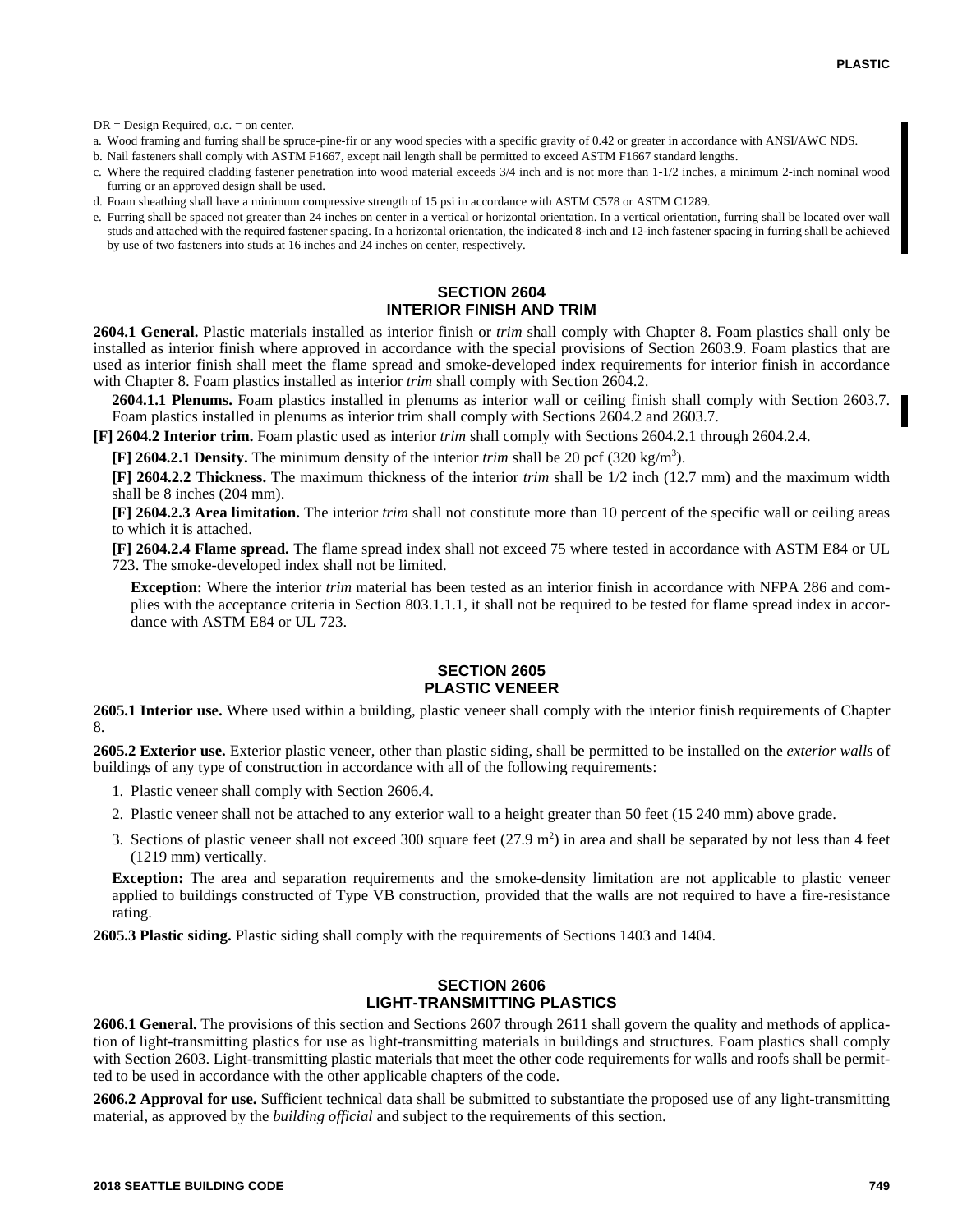DR = Design Required, o.c. = on center.

a. Wood framing and furring shall be spruce-pine-fir or any wood species with a specific gravity of 0.42 or greater in accordance with ANSI/AWC NDS.

b. Nail fasteners shall comply with ASTM F1667, except nail length shall be permitted to exceed ASTM F1667 standard lengths.

c. Where the required cladding fastener penetration into wood material exceeds 3/4 inch and is not more than 1-1/2 inches, a minimum 2-inch nominal wood furring or an approved design shall be used.

d. Foam sheathing shall have a minimum compressive strength of 15 psi in accordance with ASTM C578 or ASTM C1289.

e. Furring shall be spaced not greater than 24 inches on center in a vertical or horizontal orientation. In a vertical orientation, furring shall be located over wall studs and attached with the required fastener spacing. In a horizontal orientation, the indicated 8-inch and 12-inch fastener spacing in furring shall be achieved by use of two fasteners into studs at 16 inches and 24 inches on center, respectively.

## SECTION 2604 INTERIOR FINISH AND TRIM

**2604.1 General.** Plastic materials installed as interior finish or *trim* shall comply with Chapter 8. Foam plastics shall only be installed as interior finish where approved in accordance with the special provisions of Section 2603.9. Foam plastics that are used as interior finish shall meet the flame spread and smoke-developed index requirements for interior finish in accordance with Chapter 8. Foam plastics installed as interior *trim* shall comply with Section 2604.2.

**2604.1.1 Plenums.** Foam plastics installed in plenums as interior wall or ceiling finish shall comply with Section 2603.7. Foam plastics installed in plenums as interior trim shall comply with Sections 2604.2 and 2603.7.

**[F] 2604.2 Interior trim.** Foam plastic used as interior *trim* shall comply with Sections 2604.2.1 through 2604.2.4.

**[F] 2604.2.1 Density.** The minimum density of the interior *trim* shall be 20 pcf (320 kg/m$^3$).

**[F] 2604.2.2 Thickness.** The maximum thickness of the interior *trim* shall be 1/2 inch (12.7 mm) and the maximum width shall be 8 inches (204 mm).

**[F] 2604.2.3 Area limitation.** The interior *trim* shall not constitute more than 10 percent of the specific wall or ceiling areas to which it is attached.

**[F] 2604.2.4 Flame spread.** The flame spread index shall not exceed 75 where tested in accordance with ASTM E84 or UL 723. The smoke-developed index shall not be limited.

**Exception:** Where the interior *trim* material has been tested as an interior finish in accordance with NFPA 286 and complies with the acceptance criteria in Section 803.1.1.1, it shall not be required to be tested for flame spread index in accordance with ASTM E84 or UL 723.

## SECTION 2605 PLASTIC VENEER

**2605.1 Interior use.** Where used within a building, plastic veneer shall comply with the interior finish requirements of Chapter 8.

**2605.2 Exterior use.** Exterior plastic veneer, other than plastic siding, shall be permitted to be installed on the *exterior walls* of buildings of any type of construction in accordance with all of the following requirements:

1. Plastic veneer shall comply with Section 2606.4.
2. Plastic veneer shall not be attached to any exterior wall to a height greater than 50 feet (15 240 mm) above grade.
3. Sections of plastic veneer shall not exceed 300 square feet (27.9 m$^2$) in area and shall be separated by not less than 4 feet (1219 mm) vertically.

**Exception:** The area and separation requirements and the smoke-density limitation are not applicable to plastic veneer applied to buildings constructed of Type VB construction, provided that the walls are not required to have a fire-resistance rating.

**2605.3 Plastic siding.** Plastic siding shall comply with the requirements of Sections 1403 and 1404.

## SECTION 2606 LIGHT-TRANSMITTING PLASTICS

**2606.1 General.** The provisions of this section and Sections 2607 through 2611 shall govern the quality and methods of application of light-transmitting plastics for use as light-transmitting materials in buildings and structures. Foam plastics shall comply with Section 2603. Light-transmitting plastic materials that meet the other code requirements for walls and roofs shall be permitted to be used in accordance with the other applicable chapters of the code.

**2606.2 Approval for use.** Sufficient technical data shall be submitted to substantiate the proposed use of any light-transmitting material, as approved by the *building official* and subject to the requirements of this section.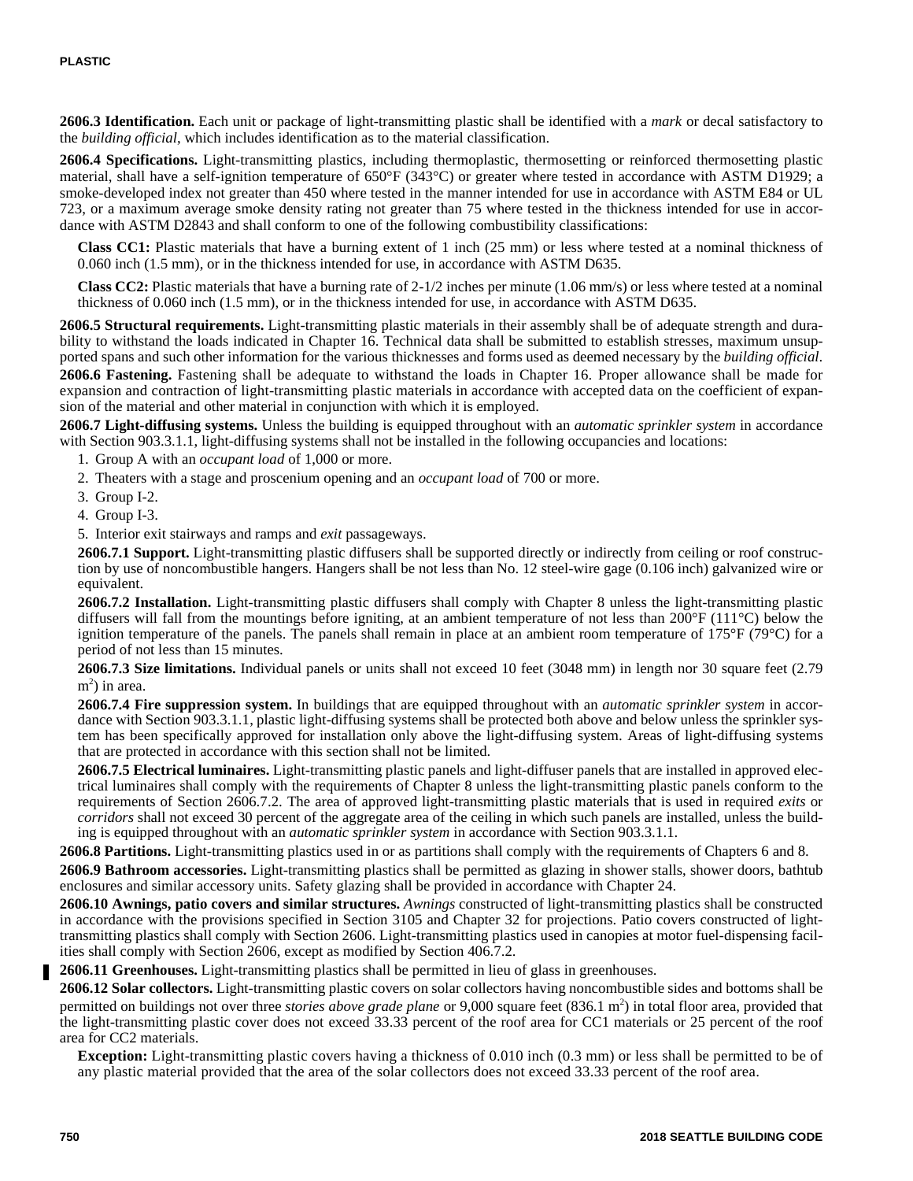**2606.3 Identification.** Each unit or package of light-transmitting plastic shall be identified with a *mark* or decal satisfactory to the *building official*, which includes identification as to the material classification.

**2606.4 Specifications.** Light-transmitting plastics, including thermoplastic, thermosetting or reinforced thermosetting plastic material, shall have a self-ignition temperature of 650°F (343°C) or greater where tested in accordance with ASTM D1929; a smoke-developed index not greater than 450 where tested in the manner intended for use in accordance with ASTM E84 or UL 723, or a maximum average smoke density rating not greater than 75 where tested in the thickness intended for use in accordance with ASTM D2843 and shall conform to one of the following combustibility classifications:

**Class CC1:** Plastic materials that have a burning extent of 1 inch (25 mm) or less where tested at a nominal thickness of 0.060 inch (1.5 mm), or in the thickness intended for use, in accordance with ASTM D635.

**Class CC2:** Plastic materials that have a burning rate of 2-1/2 inches per minute (1.06 mm/s) or less where tested at a nominal thickness of 0.060 inch (1.5 mm), or in the thickness intended for use, in accordance with ASTM D635.

**2606.5 Structural requirements.** Light-transmitting plastic materials in their assembly shall be of adequate strength and durability to withstand the loads indicated in Chapter 16. Technical data shall be submitted to establish stresses, maximum unsupported spans and such other information for the various thicknesses and forms used as deemed necessary by the *building official*.

**2606.6 Fastening.** Fastening shall be adequate to withstand the loads in Chapter 16. Proper allowance shall be made for expansion and contraction of light-transmitting plastic materials in accordance with accepted data on the coefficient of expansion of the material and other material in conjunction with which it is employed.

**2606.7 Light-diffusing systems.** Unless the building is equipped throughout with an *automatic sprinkler system* in accordance with Section 903.3.1.1, light-diffusing systems shall not be installed in the following occupancies and locations:

1. Group A with an *occupant load* of 1,000 or more.
2. Theaters with a stage and proscenium opening and an *occupant load* of 700 or more.
3. Group I-2.
4. Group I-3.
5. Interior exit stairways and ramps and *exit* passageways.

**2606.7.1 Support.** Light-transmitting plastic diffusers shall be supported directly or indirectly from ceiling or roof construction by use of noncombustible hangers. Hangers shall be not less than No. 12 steel-wire gage (0.106 inch) galvanized wire or equivalent.

**2606.7.2 Installation.** Light-transmitting plastic diffusers shall comply with Chapter 8 unless the light-transmitting plastic diffusers will fall from the mountings before igniting, at an ambient temperature of not less than 200°F (111°C) below the ignition temperature of the panels. The panels shall remain in place at an ambient room temperature of 175°F (79°C) for a period of not less than 15 minutes.

**2606.7.3 Size limitations.** Individual panels or units shall not exceed 10 feet (3048 mm) in length nor 30 square feet (2.79 $m^2$) in area.

**2606.7.4 Fire suppression system.** In buildings that are equipped throughout with an *automatic sprinkler system* in accordance with Section 903.3.1.1, plastic light-diffusing systems shall be protected both above and below unless the sprinkler system has been specifically approved for installation only above the light-diffusing system. Areas of light-diffusing systems that are protected in accordance with this section shall not be limited.

**2606.7.5 Electrical luminaires.** Light-transmitting plastic panels and light-diffuser panels that are installed in approved electrical luminaires shall comply with the requirements of Chapter 8 unless the light-transmitting plastic panels conform to the requirements of Section 2606.7.2. The area of approved light-transmitting plastic materials that is used in required *exits* or *corridors* shall not exceed 30 percent of the aggregate area of the ceiling in which such panels are installed, unless the building is equipped throughout with an *automatic sprinkler system* in accordance with Section 903.3.1.1.

**2606.8 Partitions.** Light-transmitting plastics used in or as partitions shall comply with the requirements of Chapters 6 and 8.

**2606.9 Bathroom accessories.** Light-transmitting plastics shall be permitted as glazing in shower stalls, shower doors, bathtub enclosures and similar accessory units. Safety glazing shall be provided in accordance with Chapter 24.

**2606.10 Awnings, patio covers and similar structures.** *Awnings* constructed of light-transmitting plastics shall be constructed in accordance with the provisions specified in Section 3105 and Chapter 32 for projections. Patio covers constructed of light-transmitting plastics shall comply with Section 2606. Light-transmitting plastics used in canopies at motor fuel-dispensing facilities shall comply with Section 2606, except as modified by Section 406.7.2.

**2606.11 Greenhouses.** Light-transmitting plastics shall be permitted in lieu of glass in greenhouses.

**2606.12 Solar collectors.** Light-transmitting plastic covers on solar collectors having noncombustible sides and bottoms shall be permitted on buildings not over three *stories above grade plane* or 9,000 square feet (836.1 $m^2$) in total floor area, provided that the light-transmitting plastic cover does not exceed 33.33 percent of the roof area for CC1 materials or 25 percent of the roof area for CC2 materials.

**Exception:** Light-transmitting plastic covers having a thickness of 0.010 inch (0.3 mm) or less shall be permitted to be of any plastic material provided that the area of the solar collectors does not exceed 33.33 percent of the roof area.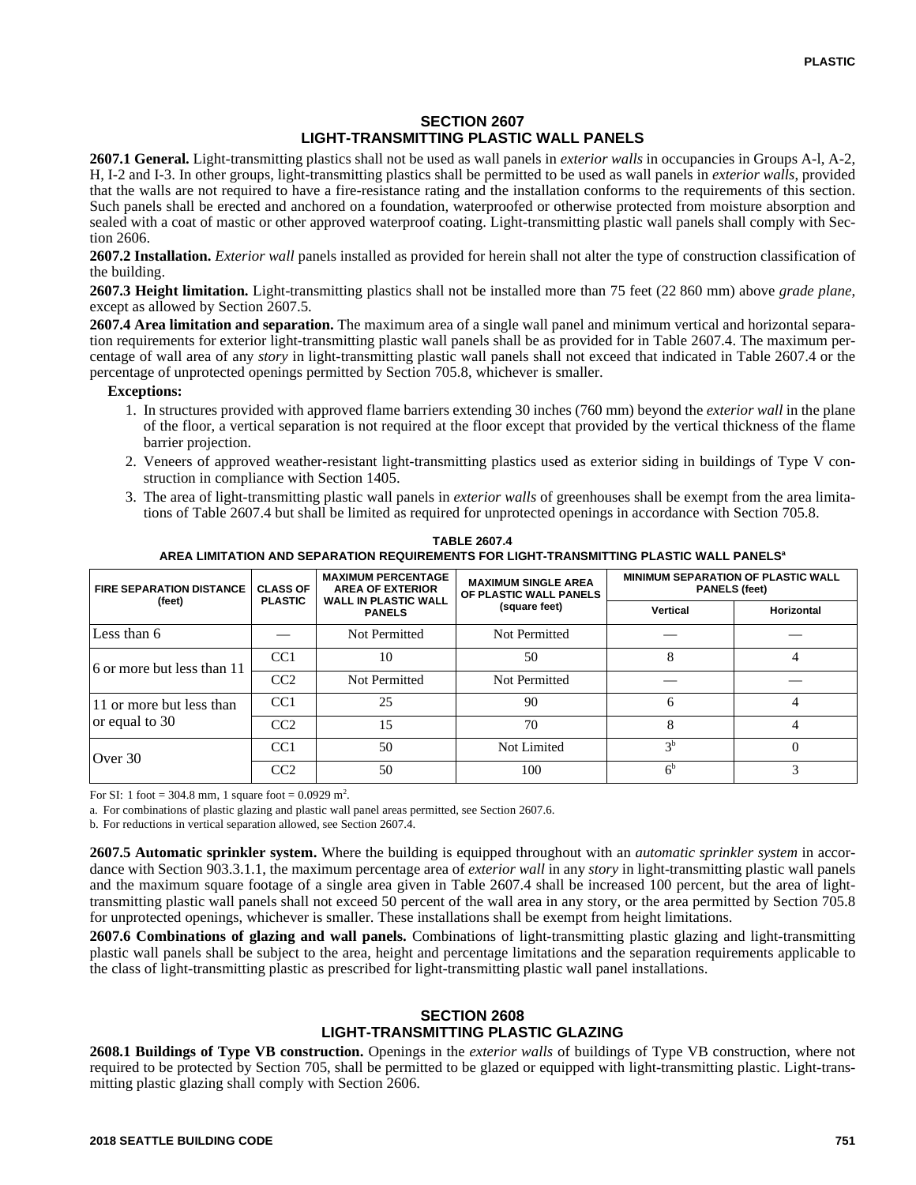## SECTION 2607
## LIGHT-TRANSMITTING PLASTIC WALL PANELS

**2607.1 General.** Light-transmitting plastics shall not be used as wall panels in *exterior walls* in occupancies in Groups A-l, A-2, H, I-2 and I-3. In other groups, light-transmitting plastics shall be permitted to be used as wall panels in *exterior walls*, provided that the walls are not required to have a fire-resistance rating and the installation conforms to the requirements of this section. Such panels shall be erected and anchored on a foundation, waterproofed or otherwise protected from moisture absorption and sealed with a coat of mastic or other approved waterproof coating. Light-transmitting plastic wall panels shall comply with Section 2606.

**2607.2 Installation.** *Exterior wall* panels installed as provided for herein shall not alter the type of construction classification of the building.

**2607.3 Height limitation.** Light-transmitting plastics shall not be installed more than 75 feet (22 860 mm) above *grade plane*, except as allowed by Section 2607.5.

**2607.4 Area limitation and separation.** The maximum area of a single wall panel and minimum vertical and horizontal separation requirements for exterior light-transmitting plastic wall panels shall be as provided for in Table 2607.4. The maximum percentage of wall area of any *story* in light-transmitting plastic wall panels shall not exceed that indicated in Table 2607.4 or the percentage of unprotected openings permitted by Section 705.8, whichever is smaller.

**Exceptions:**

1. In structures provided with approved flame barriers extending 30 inches (760 mm) beyond the *exterior wall* in the plane of the floor, a vertical separation is not required at the floor except that provided by the vertical thickness of the flame barrier projection.
2. Veneers of approved weather-resistant light-transmitting plastics used as exterior siding in buildings of Type V construction in compliance with Section 1405.
3. The area of light-transmitting plastic wall panels in *exterior walls* of greenhouses shall be exempt from the area limitations of Table 2607.4 but shall be limited as required for unprotected openings in accordance with Section 705.8.

**TABLE 2607.4**
**AREA LIMITATION AND SEPARATION REQUIREMENTS FOR LIGHT-TRANSMITTING PLASTIC WALL PANELS[a]**

| FIRE SEPARATION DISTANCE (feet) | CLASS OF PLASTIC | MAXIMUM PERCENTAGE AREA OF EXTERIOR WALL IN PLASTIC WALL PANELS | MAXIMUM SINGLE AREA OF PLASTIC WALL PANELS (square feet) | MINIMUM SEPARATION OF PLASTIC WALL PANELS (feet) | |
|---|---|---|---|---|---|
| | | | | Vertical | Horizontal |
| Less than 6 | — | Not Permitted | Not Permitted | — | — |
| 6 or more but less than 11 | CC1 | 10 | 50 | 8 | 4 |
| | CC2 | Not Permitted | Not Permitted | — | — |
| 11 or more but less than or equal to 30 | CC1 | 25 | 90 | 6 | 4 |
| | CC2 | 15 | 70 | 8 | 4 |
| Over 30 | CC1 | 50 | Not Limited | 3[b] | 0 |
| | CC2 | 50 | 100 | 6[b] | 3 |

For SI: 1 foot = 304.8 mm, 1 square foot = 0.0929 $m^2$.

a. For combinations of plastic glazing and plastic wall panel areas permitted, see Section 2607.6.

b. For reductions in vertical separation allowed, see Section 2607.4.

**2607.5 Automatic sprinkler system.** Where the building is equipped throughout with an *automatic sprinkler system* in accordance with Section 903.3.1.1, the maximum percentage area of *exterior wall* in any *story* in light-transmitting plastic wall panels and the maximum square footage of a single area given in Table 2607.4 shall be increased 100 percent, but the area of light-transmitting plastic wall panels shall not exceed 50 percent of the wall area in any story, or the area permitted by Section 705.8 for unprotected openings, whichever is smaller. These installations shall be exempt from height limitations.

**2607.6 Combinations of glazing and wall panels.** Combinations of light-transmitting plastic glazing and light-transmitting plastic wall panels shall be subject to the area, height and percentage limitations and the separation requirements applicable to the class of light-transmitting plastic as prescribed for light-transmitting plastic wall panel installations.

## SECTION 2608
## LIGHT-TRANSMITTING PLASTIC GLAZING

**2608.1 Buildings of Type VB construction.** Openings in the *exterior walls* of buildings of Type VB construction, where not required to be protected by Section 705, shall be permitted to be glazed or equipped with light-transmitting plastic. Light-transmitting plastic glazing shall comply with Section 2606.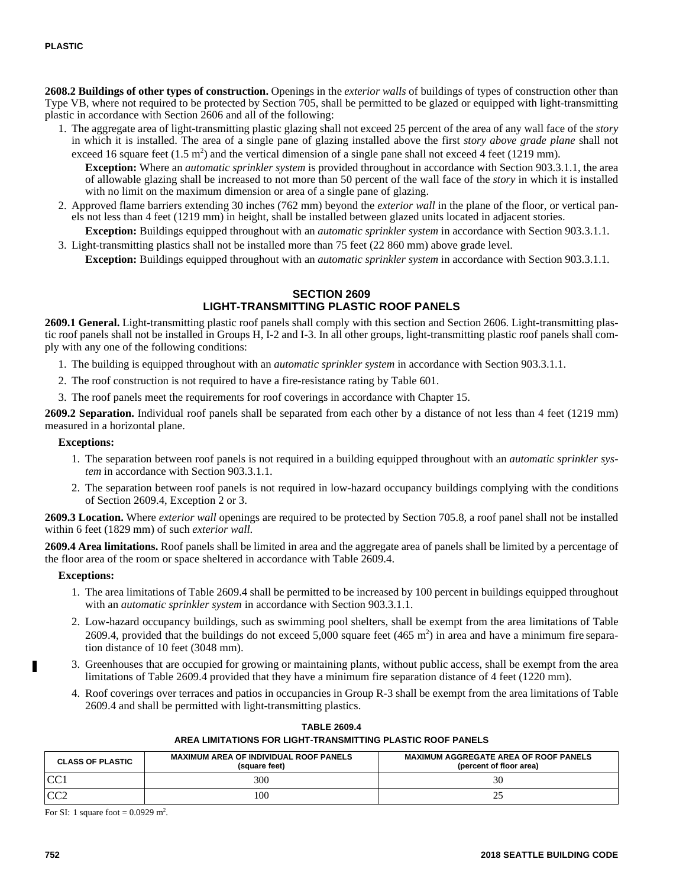**2608.2 Buildings of other types of construction.** Openings in the *exterior walls* of buildings of types of construction other than Type VB, where not required to be protected by Section 705, shall be permitted to be glazed or equipped with light-transmitting plastic in accordance with Section 2606 and all of the following:

1. The aggregate area of light-transmitting plastic glazing shall not exceed 25 percent of the area of any wall face of the *story* in which it is installed. The area of a single pane of glazing installed above the first *story above grade plane* shall not exceed 16 square feet (1.5 m$^2$) and the vertical dimension of a single pane shall not exceed 4 feet (1219 mm).

   **Exception:** Where an *automatic sprinkler system* is provided throughout in accordance with Section 903.3.1.1, the area of allowable glazing shall be increased to not more than 50 percent of the wall face of the *story* in which it is installed with no limit on the maximum dimension or area of a single pane of glazing.

2. Approved flame barriers extending 30 inches (762 mm) beyond the *exterior wall* in the plane of the floor, or vertical panels not less than 4 feet (1219 mm) in height, shall be installed between glazed units located in adjacent stories.

   **Exception:** Buildings equipped throughout with an *automatic sprinkler system* in accordance with Section 903.3.1.1.

3. Light-transmitting plastics shall not be installed more than 75 feet (22 860 mm) above grade level.

   **Exception:** Buildings equipped throughout with an *automatic sprinkler system* in accordance with Section 903.3.1.1.

## SECTION 2609
## LIGHT-TRANSMITTING PLASTIC ROOF PANELS

**2609.1 General.** Light-transmitting plastic roof panels shall comply with this section and Section 2606. Light-transmitting plastic roof panels shall not be installed in Groups H, I-2 and I-3. In all other groups, light-transmitting plastic roof panels shall comply with any one of the following conditions:

1. The building is equipped throughout with an *automatic sprinkler system* in accordance with Section 903.3.1.1.
2. The roof construction is not required to have a fire-resistance rating by Table 601.
3. The roof panels meet the requirements for roof coverings in accordance with Chapter 15.

**2609.2 Separation.** Individual roof panels shall be separated from each other by a distance of not less than 4 feet (1219 mm) measured in a horizontal plane.

**Exceptions:**

1. The separation between roof panels is not required in a building equipped throughout with an *automatic sprinkler system* in accordance with Section 903.3.1.1.
2. The separation between roof panels is not required in low-hazard occupancy buildings complying with the conditions of Section 2609.4, Exception 2 or 3.

**2609.3 Location.** Where *exterior wall* openings are required to be protected by Section 705.8, a roof panel shall not be installed within 6 feet (1829 mm) of such *exterior wall*.

**2609.4 Area limitations.** Roof panels shall be limited in area and the aggregate area of panels shall be limited by a percentage of the floor area of the room or space sheltered in accordance with Table 2609.4.

**Exceptions:**

1. The area limitations of Table 2609.4 shall be permitted to be increased by 100 percent in buildings equipped throughout with an *automatic sprinkler system* in accordance with Section 903.3.1.1.
2. Low-hazard occupancy buildings, such as swimming pool shelters, shall be exempt from the area limitations of Table 2609.4, provided that the buildings do not exceed 5,000 square feet (465 m$^2$) in area and have a minimum fire separation distance of 10 feet (3048 mm).
3. Greenhouses that are occupied for growing or maintaining plants, without public access, shall be exempt from the area limitations of Table 2609.4 provided that they have a minimum fire separation distance of 4 feet (1220 mm).
4. Roof coverings over terraces and patios in occupancies in Group R-3 shall be exempt from the area limitations of Table 2609.4 and shall be permitted with light-transmitting plastics.

**TABLE 2609.4**
**AREA LIMITATIONS FOR LIGHT-TRANSMITTING PLASTIC ROOF PANELS**

| CLASS OF PLASTIC | MAXIMUM AREA OF INDIVIDUAL ROOF PANELS (square feet) | MAXIMUM AGGREGATE AREA OF ROOF PANELS (percent of floor area) |
|---|---|---|
| CC1 | 300 | 30 |
| CC2 | 100 | 25 |

For SI: 1 square foot = 0.0929 m$^2$.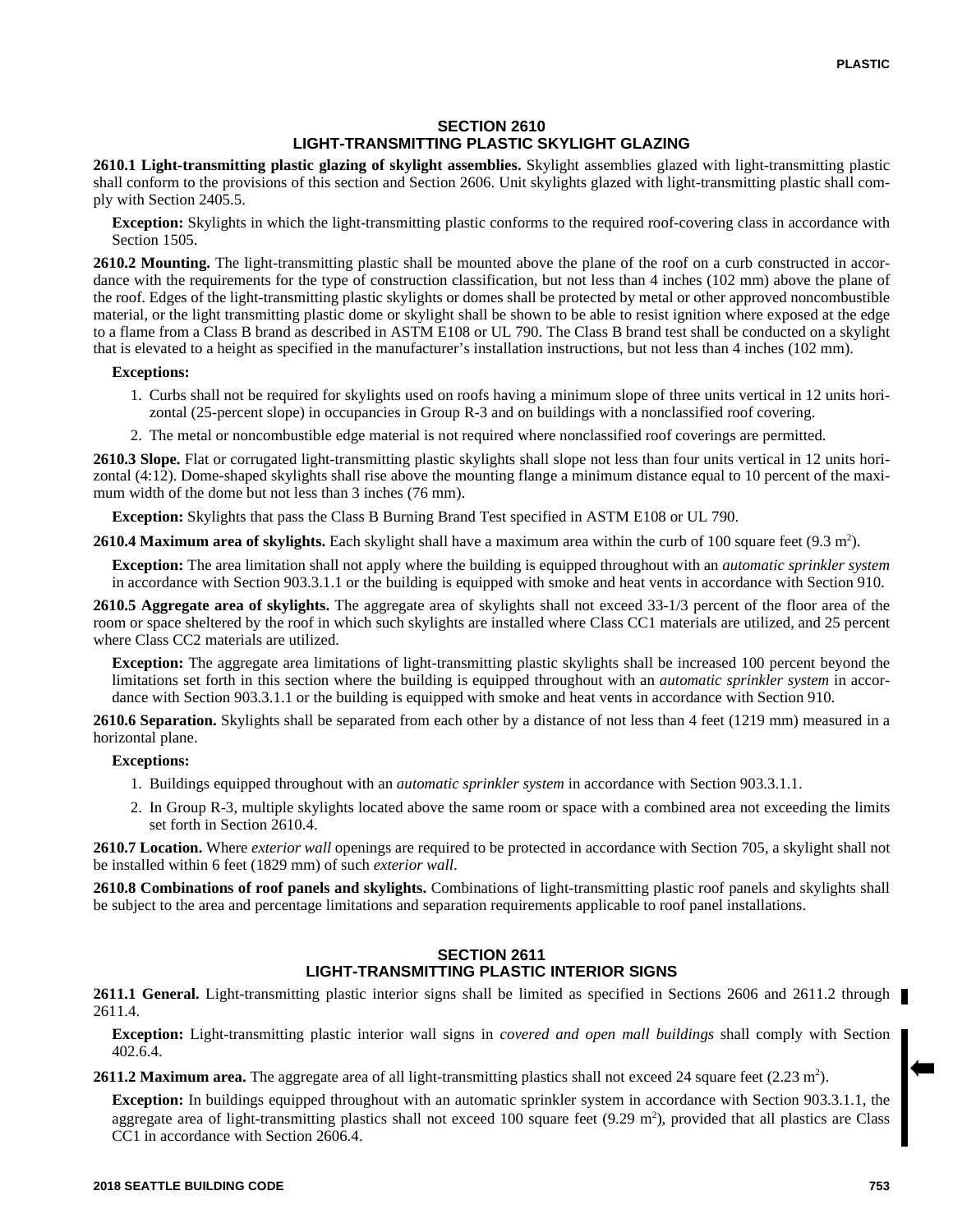## SECTION 2610
## LIGHT-TRANSMITTING PLASTIC SKYLIGHT GLAZING

**2610.1 Light-transmitting plastic glazing of skylight assemblies.** Skylight assemblies glazed with light-transmitting plastic shall conform to the provisions of this section and Section 2606. Unit skylights glazed with light-transmitting plastic shall comply with Section 2405.5.

**Exception:** Skylights in which the light-transmitting plastic conforms to the required roof-covering class in accordance with Section 1505.

**2610.2 Mounting.** The light-transmitting plastic shall be mounted above the plane of the roof on a curb constructed in accordance with the requirements for the type of construction classification, but not less than 4 inches (102 mm) above the plane of the roof. Edges of the light-transmitting plastic skylights or domes shall be protected by metal or other approved noncombustible material, or the light transmitting plastic dome or skylight shall be shown to be able to resist ignition where exposed at the edge to a flame from a Class B brand as described in ASTM E108 or UL 790. The Class B brand test shall be conducted on a skylight that is elevated to a height as specified in the manufacturer's installation instructions, but not less than 4 inches (102 mm).

**Exceptions:**

1. Curbs shall not be required for skylights used on roofs having a minimum slope of three units vertical in 12 units horizontal (25-percent slope) in occupancies in Group R-3 and on buildings with a nonclassified roof covering.
2. The metal or noncombustible edge material is not required where nonclassified roof coverings are permitted.

**2610.3 Slope.** Flat or corrugated light-transmitting plastic skylights shall slope not less than four units vertical in 12 units horizontal (4:12). Dome-shaped skylights shall rise above the mounting flange a minimum distance equal to 10 percent of the maximum width of the dome but not less than 3 inches (76 mm).

**Exception:** Skylights that pass the Class B Burning Brand Test specified in ASTM E108 or UL 790.

**2610.4 Maximum area of skylights.** Each skylight shall have a maximum area within the curb of 100 square feet (9.3 $m^2$).

**Exception:** The area limitation shall not apply where the building is equipped throughout with an *automatic sprinkler system* in accordance with Section 903.3.1.1 or the building is equipped with smoke and heat vents in accordance with Section 910.

**2610.5 Aggregate area of skylights.** The aggregate area of skylights shall not exceed 33-1/3 percent of the floor area of the room or space sheltered by the roof in which such skylights are installed where Class CC1 materials are utilized, and 25 percent where Class CC2 materials are utilized.

**Exception:** The aggregate area limitations of light-transmitting plastic skylights shall be increased 100 percent beyond the limitations set forth in this section where the building is equipped throughout with an *automatic sprinkler system* in accordance with Section 903.3.1.1 or the building is equipped with smoke and heat vents in accordance with Section 910.

**2610.6 Separation.** Skylights shall be separated from each other by a distance of not less than 4 feet (1219 mm) measured in a horizontal plane.

**Exceptions:**

1. Buildings equipped throughout with an *automatic sprinkler system* in accordance with Section 903.3.1.1.
2. In Group R-3, multiple skylights located above the same room or space with a combined area not exceeding the limits set forth in Section 2610.4.

**2610.7 Location.** Where *exterior wall* openings are required to be protected in accordance with Section 705, a skylight shall not be installed within 6 feet (1829 mm) of such *exterior wall*.

**2610.8 Combinations of roof panels and skylights.** Combinations of light-transmitting plastic roof panels and skylights shall be subject to the area and percentage limitations and separation requirements applicable to roof panel installations.

## SECTION 2611
## LIGHT-TRANSMITTING PLASTIC INTERIOR SIGNS

**2611.1 General.** Light-transmitting plastic interior signs shall be limited as specified in Sections 2606 and 2611.2 through 2611.4.

**Exception:** Light-transmitting plastic interior wall signs in *covered and open mall buildings* shall comply with Section 402.6.4.

**2611.2 Maximum area.** The aggregate area of all light-transmitting plastics shall not exceed 24 square feet (2.23 $m^2$).

**Exception:** In buildings equipped throughout with an automatic sprinkler system in accordance with Section 903.3.1.1, the aggregate area of light-transmitting plastics shall not exceed 100 square feet (9.29 $m^2$), provided that all plastics are Class CC1 in accordance with Section 2606.4.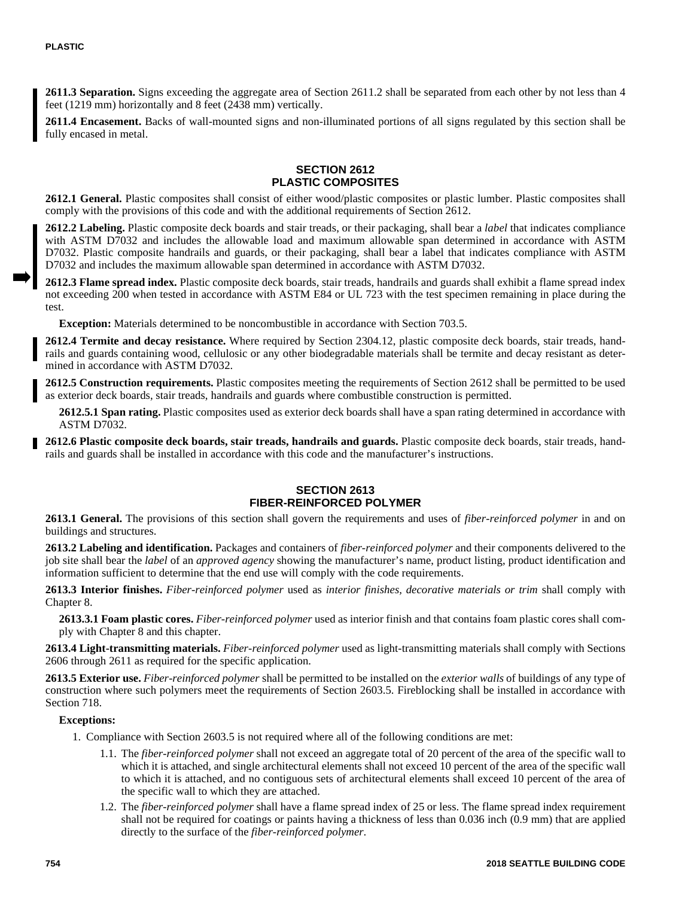**2611.3 Separation.** Signs exceeding the aggregate area of Section 2611.2 shall be separated from each other by not less than 4 feet (1219 mm) horizontally and 8 feet (2438 mm) vertically.

**2611.4 Encasement.** Backs of wall-mounted signs and non-illuminated portions of all signs regulated by this section shall be fully encased in metal.

## SECTION 2612 PLASTIC COMPOSITES

**2612.1 General.** Plastic composites shall consist of either wood/plastic composites or plastic lumber. Plastic composites shall comply with the provisions of this code and with the additional requirements of Section 2612.

**2612.2 Labeling.** Plastic composite deck boards and stair treads, or their packaging, shall bear a *label* that indicates compliance with ASTM D7032 and includes the allowable load and maximum allowable span determined in accordance with ASTM D7032. Plastic composite handrails and guards, or their packaging, shall bear a label that indicates compliance with ASTM D7032 and includes the maximum allowable span determined in accordance with ASTM D7032.

**2612.3 Flame spread index.** Plastic composite deck boards, stair treads, handrails and guards shall exhibit a flame spread index not exceeding 200 when tested in accordance with ASTM E84 or UL 723 with the test specimen remaining in place during the test.

**Exception:** Materials determined to be noncombustible in accordance with Section 703.5.

**2612.4 Termite and decay resistance.** Where required by Section 2304.12, plastic composite deck boards, stair treads, handrails and guards containing wood, cellulosic or any other biodegradable materials shall be termite and decay resistant as determined in accordance with ASTM D7032.

**2612.5 Construction requirements.** Plastic composites meeting the requirements of Section 2612 shall be permitted to be used as exterior deck boards, stair treads, handrails and guards where combustible construction is permitted.

**2612.5.1 Span rating.** Plastic composites used as exterior deck boards shall have a span rating determined in accordance with ASTM D7032.

**2612.6 Plastic composite deck boards, stair treads, handrails and guards.** Plastic composite deck boards, stair treads, handrails and guards shall be installed in accordance with this code and the manufacturer's instructions.

## SECTION 2613 FIBER-REINFORCED POLYMER

**2613.1 General.** The provisions of this section shall govern the requirements and uses of *fiber-reinforced polymer* in and on buildings and structures.

**2613.2 Labeling and identification.** Packages and containers of *fiber-reinforced polymer* and their components delivered to the job site shall bear the *label* of an *approved agency* showing the manufacturer's name, product listing, product identification and information sufficient to determine that the end use will comply with the code requirements.

**2613.3 Interior finishes.** *Fiber-reinforced polymer* used as *interior finishes, decorative materials or trim* shall comply with Chapter 8.

**2613.3.1 Foam plastic cores.** *Fiber-reinforced polymer* used as interior finish and that contains foam plastic cores shall comply with Chapter 8 and this chapter.

**2613.4 Light-transmitting materials.** *Fiber-reinforced polymer* used as light-transmitting materials shall comply with Sections 2606 through 2611 as required for the specific application.

**2613.5 Exterior use.** *Fiber-reinforced polymer* shall be permitted to be installed on the *exterior walls* of buildings of any type of construction where such polymers meet the requirements of Section 2603.5. Fireblocking shall be installed in accordance with Section 718.

**Exceptions:**

1. Compliance with Section 2603.5 is not required where all of the following conditions are met:
   - 1.1. The *fiber-reinforced polymer* shall not exceed an aggregate total of 20 percent of the area of the specific wall to which it is attached, and single architectural elements shall not exceed 10 percent of the area of the specific wall to which it is attached, and no contiguous sets of architectural elements shall exceed 10 percent of the area of the specific wall to which they are attached.
   - 1.2. The *fiber-reinforced polymer* shall have a flame spread index of 25 or less. The flame spread index requirement shall not be required for coatings or paints having a thickness of less than 0.036 inch (0.9 mm) that are applied directly to the surface of the *fiber-reinforced polymer*.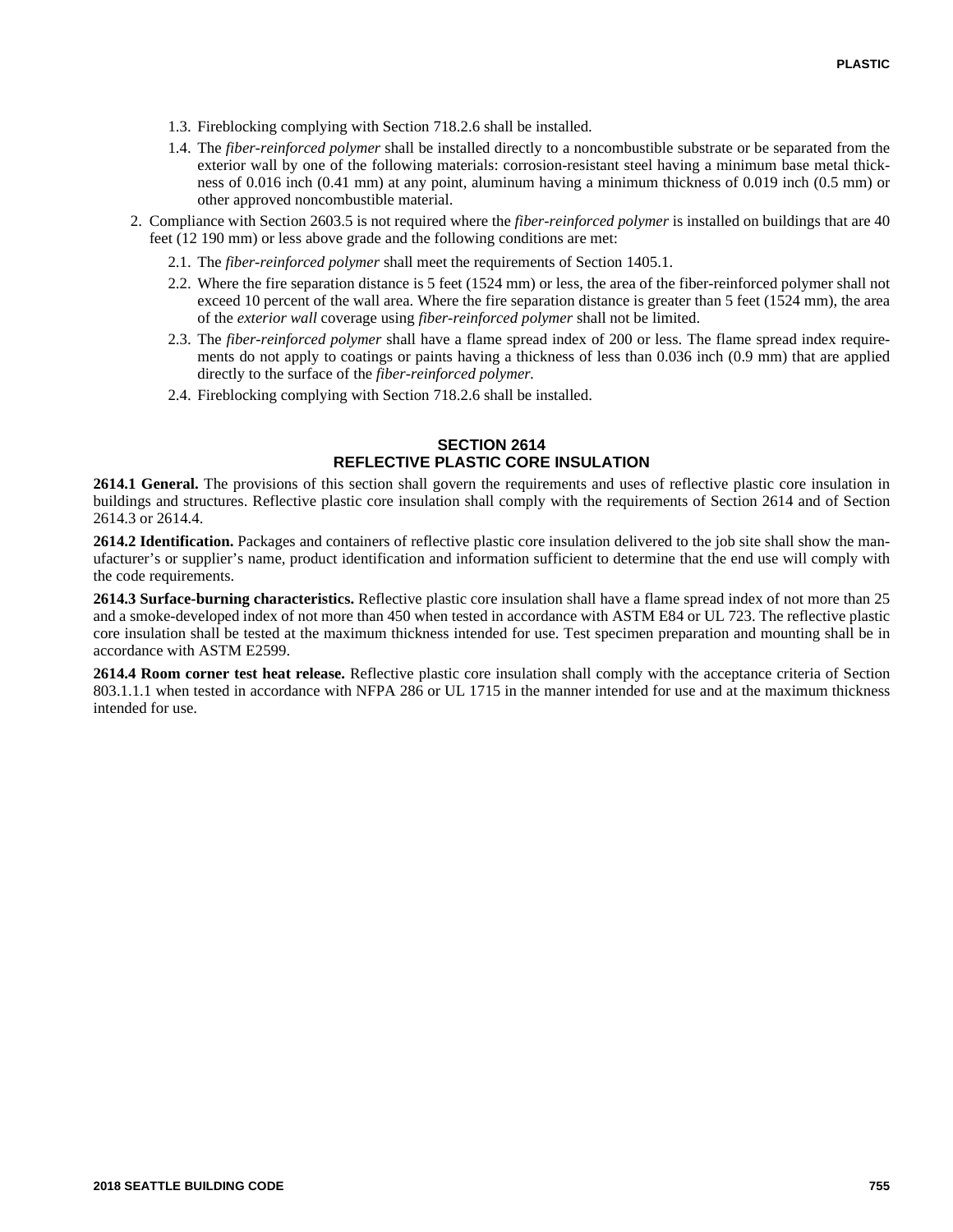1.3. Fireblocking complying with Section 718.2.6 shall be installed.

   1.4. The *fiber-reinforced polymer* shall be installed directly to a noncombustible substrate or be separated from the exterior wall by one of the following materials: corrosion-resistant steel having a minimum base metal thickness of 0.016 inch (0.41 mm) at any point, aluminum having a minimum thickness of 0.019 inch (0.5 mm) or other approved noncombustible material.

2. Compliance with Section 2603.5 is not required where the *fiber-reinforced polymer* is installed on buildings that are 40 feet (12 190 mm) or less above grade and the following conditions are met:

   2.1. The *fiber-reinforced polymer* shall meet the requirements of Section 1405.1.

   2.2. Where the fire separation distance is 5 feet (1524 mm) or less, the area of the fiber-reinforced polymer shall not exceed 10 percent of the wall area. Where the fire separation distance is greater than 5 feet (1524 mm), the area of the *exterior wall* coverage using *fiber-reinforced polymer* shall not be limited.

   2.3. The *fiber-reinforced polymer* shall have a flame spread index of 200 or less. The flame spread index requirements do not apply to coatings or paints having a thickness of less than 0.036 inch (0.9 mm) that are applied directly to the surface of the *fiber-reinforced polymer.*

   2.4. Fireblocking complying with Section 718.2.6 shall be installed.

## SECTION 2614
## REFLECTIVE PLASTIC CORE INSULATION

**2614.1 General.** The provisions of this section shall govern the requirements and uses of reflective plastic core insulation in buildings and structures. Reflective plastic core insulation shall comply with the requirements of Section 2614 and of Section 2614.3 or 2614.4.

**2614.2 Identification.** Packages and containers of reflective plastic core insulation delivered to the job site shall show the manufacturer's or supplier's name, product identification and information sufficient to determine that the end use will comply with the code requirements.

**2614.3 Surface-burning characteristics.** Reflective plastic core insulation shall have a flame spread index of not more than 25 and a smoke-developed index of not more than 450 when tested in accordance with ASTM E84 or UL 723. The reflective plastic core insulation shall be tested at the maximum thickness intended for use. Test specimen preparation and mounting shall be in accordance with ASTM E2599.

**2614.4 Room corner test heat release.** Reflective plastic core insulation shall comply with the acceptance criteria of Section 803.1.1.1 when tested in accordance with NFPA 286 or UL 1715 in the manner intended for use and at the maximum thickness intended for use.